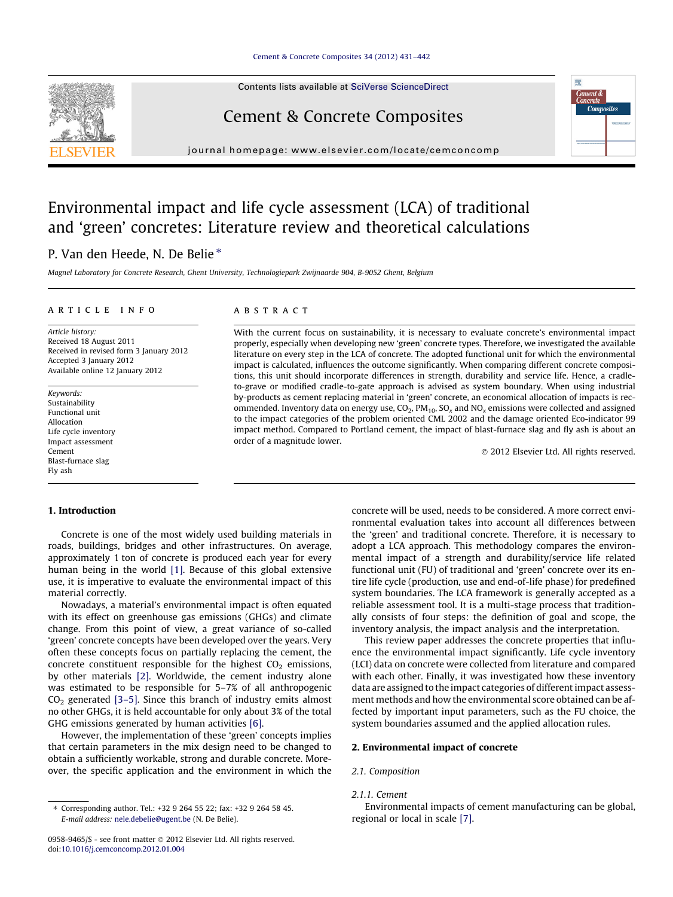# Environmental impact and life cycle assessment (LCA) of traditional and 'green' concretes: Literature review and theoretical calculations

P. Van den Heede, N. De Belie *

Magnel Laboratory for Concrete Research, Ghent University, Technologiepark Zwijnaarde 904, B-9052 Ghent, Belgium

**ARTICLE INFO**

*Article history:*
Received 18 August 2011
Received in revised form 3 January 2012
Accepted 3 January 2012
Available online 12 January 2012

*Keywords:*
Sustainability
Functional unit
Allocation
Life cycle inventory
Impact assessment
Cement
Blast-furnace slag
Fly ash

**ABSTRACT**

With the current focus on sustainability, it is necessary to evaluate concrete's environmental impact properly, especially when developing new 'green' concrete types. Therefore, we investigated the available literature on every step in the LCA of concrete. The adopted functional unit for which the environmental impact is calculated, influences the outcome significantly. When comparing different concrete compositions, this unit should incorporate differences in strength, durability and service life. Hence, a cradle-to-grave or modified cradle-to-gate approach is advised as system boundary. When using industrial by-products as cement replacing material in 'green' concrete, an economical allocation of impacts is recommended. Inventory data on energy use, $CO_2$, $PM_{10}$, $SO_x$ and $NO_x$ emissions were collected and assigned to the impact categories of the problem oriented CML 2002 and the damage oriented Eco-indicator 99 impact method. Compared to Portland cement, the impact of blast-furnace slag and fly ash is about an order of a magnitude lower.

© 2012 Elsevier Ltd. All rights reserved.

## 1. Introduction

Concrete is one of the most widely used building materials in roads, buildings, bridges and other infrastructures. On average, approximately 1 ton of concrete is produced each year for every human being in the world [1]. Because of this global extensive use, it is imperative to evaluate the environmental impact of this material correctly.

Nowadays, a material's environmental impact is often equated with its effect on greenhouse gas emissions (GHGs) and climate change. From this point of view, a great variance of so-called 'green' concrete concepts have been developed over the years. Very often these concepts focus on partially replacing the cement, the concrete constituent responsible for the highest $CO_2$ emissions, by other materials [2]. Worldwide, the cement industry alone was estimated to be responsible for 5–7% of all anthropogenic $CO_2$ generated [3–5]. Since this branch of industry emits almost no other GHGs, it is held accountable for only about 3% of the total GHG emissions generated by human activities [6].

However, the implementation of these 'green' concepts implies that certain parameters in the mix design need to be changed to obtain a sufficiently workable, strong and durable concrete. Moreover, the specific application and the environment in which the concrete will be used, needs to be considered. A more correct environmental evaluation takes into account all differences between the 'green' and traditional concrete. Therefore, it is necessary to adopt a LCA approach. This methodology compares the environmental impact of a strength and durability/service life related functional unit (FU) of traditional and 'green' concrete over its entire life cycle (production, use and end-of-life phase) for predefined system boundaries. The LCA framework is generally accepted as a reliable assessment tool. It is a multi-stage process that traditionally consists of four steps: the definition of goal and scope, the inventory analysis, the impact analysis and the interpretation.

This review paper addresses the concrete properties that influence the environmental impact significantly. Life cycle inventory (LCI) data on concrete were collected from literature and compared with each other. Finally, it was investigated how these inventory data are assigned to the impact categories of different impact assessment methods and how the environmental score obtained can be affected by important input parameters, such as the FU choice, the system boundaries assumed and the applied allocation rules.

## 2. Environmental impact of concrete

### 2.1. Composition

#### 2.1.1. Cement

Environmental impacts of cement manufacturing can be global, regional or local in scale [7].

* Corresponding author. Tel.: +32 9 264 55 22; fax: +32 9 264 58 45.
*E-mail address:* nele.debelie@ugent.be (N. De Belie).

0958-9465/$ - see front matter © 2012 Elsevier Ltd. All rights reserved.
doi:10.1016/j.cemconcomp.2012.01.004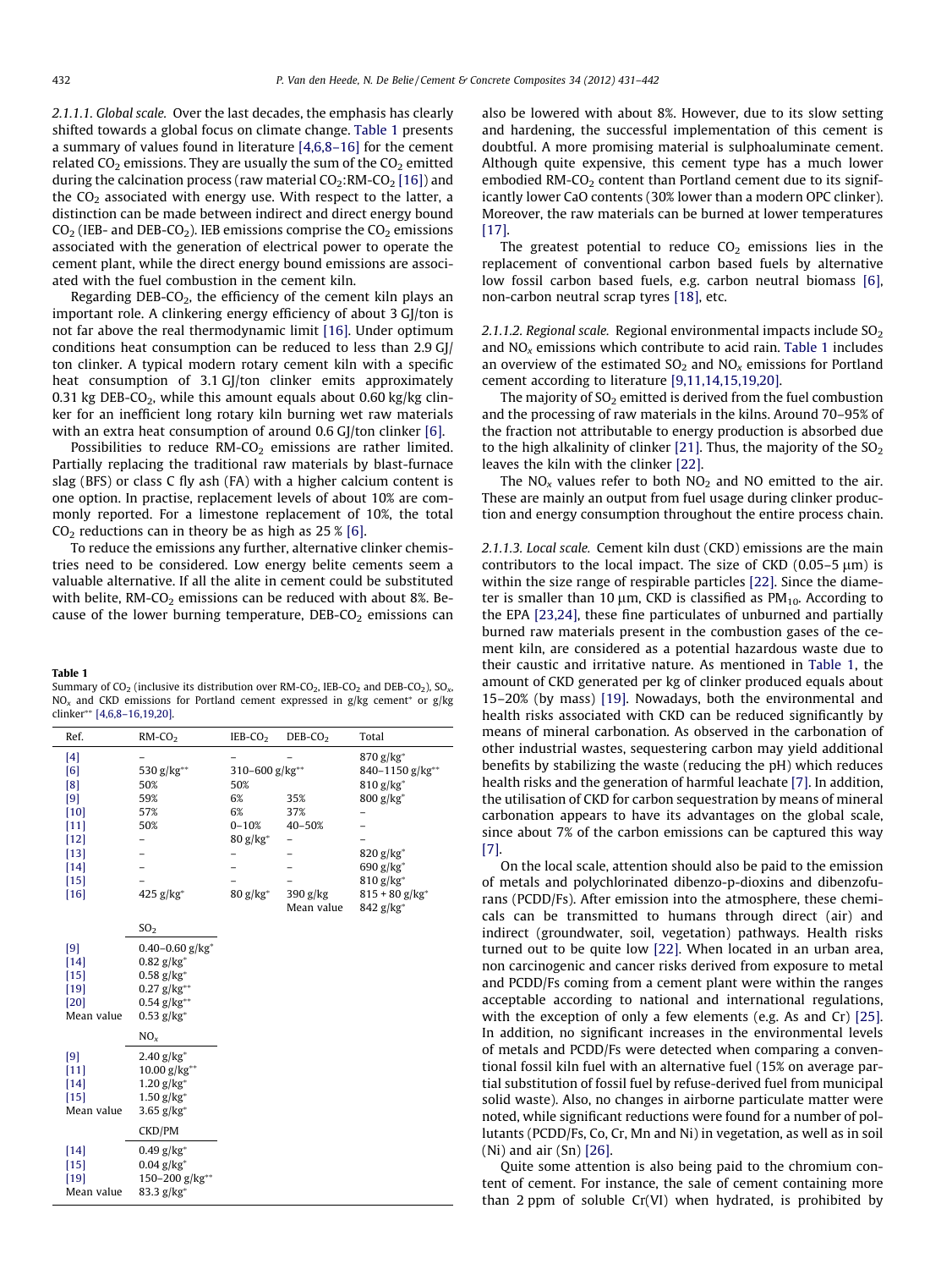#### 2.1.1.1. Global scale

Over the last decades, the emphasis has clearly shifted towards a global focus on climate change. Table 1 presents a summary of values found in literature [4,6,8–16] for the cement related $CO_2$ emissions. They are usually the sum of the $CO_2$ emitted during the calcination process (raw material $CO_2$:RM-$CO_2$ [16]) and the $CO_2$ associated with energy use. With respect to the latter, a distinction can be made between indirect and direct energy bound $CO_2$ (IEB- and DEB-$CO_2$). IEB emissions comprise the $CO_2$ emissions associated with the generation of electrical power to operate the cement plant, while the direct energy bound emissions are associated with the fuel combustion in the cement kiln.

Regarding DEB-$CO_2$, the efficiency of the cement kiln plays an important role. A clinkering energy efficiency of about 3 GJ/ton is not far above the real thermodynamic limit [16]. Under optimum conditions heat consumption can be reduced to less than 2.9 GJ/ton clinker. A typical modern rotary cement kiln with a specific heat consumption of 3.1 GJ/ton clinker emits approximately 0.31 kg DEB-$CO_2$, while this amount equals about 0.60 kg/kg clinker for an inefficient long rotary kiln burning wet raw materials with an extra heat consumption of around 0.6 GJ/ton clinker [6].

Possibilities to reduce RM-$CO_2$ emissions are rather limited. Partially replacing the traditional raw materials by blast-furnace slag (BFS) or class C fly ash (FA) with a higher calcium content is one option. In practise, replacement levels of about 10% are commonly reported. For a limestone replacement of 10%, the total $CO_2$ reductions can in theory be as high as 25 % [6].

To reduce the emissions any further, alternative clinker chemistries need to be considered. Low energy belite cements seem a valuable alternative. If all the alite in cement could be substituted with belite, RM-$CO_2$ emissions can be reduced with about 8%. Because of the lower burning temperature, DEB-$CO_2$ emissions can also be lowered with about 8%. However, due to its slow setting and hardening, the successful implementation of this cement is doubtful. A more promising material is sulphoaluminate cement. Although quite expensive, this cement type has a much lower embodied RM-$CO_2$ content than Portland cement due to its significantly lower CaO contents (30% lower than a modern OPC clinker). Moreover, the raw materials can be burned at lower temperatures [17].

The greatest potential to reduce $CO_2$ emissions lies in the replacement of conventional carbon based fuels by alternative low fossil carbon based fuels, e.g. carbon neutral biomass [6], non-carbon neutral scrap tyres [18], etc.

**Table 1**
Summary of $CO_2$ (inclusive its distribution over RM-$CO_2$, IEB-$CO_2$ and DEB-$CO_2$), $SO_x$, $NO_x$ and CKD emissions for Portland cement expressed in g/kg cement* or g/kg clinker** [4,6,8–16,19,20].

| Ref. | RM-$CO_2$ | IEB-$CO_2$ | DEB-$CO_2$ | Total |
|---|---|---|---|---|
| [4] | – | – | – | 870 g/kg* |
| [6] | 530 g/kg** | 310–600 g/kg** | | 840–1150 g/kg** |
| [8] | 50% | 50% | | 810 g/kg* |
| [9] | 59% | 6% | 35% | 800 g/kg* |
| [10] | 57% | 6% | 37% | – |
| [11] | 50% | 0–10% | 40–50% | – |
| [12] | – | 80 g/kg* | – | – |
| [13] | – | – | – | 820 g/kg* |
| [14] | – | – | – | 690 g/kg* |
| [15] | – | – | – | 810 g/kg* |
| [16] | 425 g/kg* | 80 g/kg* | 390 g/kg | 815 + 80 g/kg* |
| | | | Mean value | 842 g/kg* |
| | $SO_2$ | | | |
| [9] | 0.40–0.60 g/kg* | | | |
| [14] | 0.82 g/kg* | | | |
| [15] | 0.58 g/kg* | | | |
| [19] | 0.27 g/kg** | | | |
| [20] | 0.54 g/kg** | | | |
| Mean value | 0.53 g/kg* | | | |
| | $NO_x$ | | | |
| [9] | 2.40 g/kg* | | | |
| [11] | 10.00 g/kg** | | | |
| [14] | 1.20 g/kg* | | | |
| [15] | 1.50 g/kg* | | | |
| Mean value | 3.65 g/kg* | | | |
| | CKD/PM | | | |
| [14] | 0.49 g/kg* | | | |
| [15] | 0.04 g/kg* | | | |
| [19] | 150–200 g/kg** | | | |
| Mean value | 83.3 g/kg* | | | |

#### 2.1.1.2. Regional scale

Regional environmental impacts include $SO_2$ and $NO_x$ emissions which contribute to acid rain. Table 1 includes an overview of the estimated $SO_2$ and $NO_x$ emissions for Portland cement according to literature [9,11,14,15,19,20].

The majority of $SO_2$ emitted is derived from the fuel combustion and the processing of raw materials in the kilns. Around 70–95% of the fraction not attributable to energy production is absorbed due to the high alkalinity of clinker [21]. Thus, the majority of the $SO_2$ leaves the kiln with the clinker [22].

The $NO_x$ values refer to both $NO_2$ and NO emitted to the air. These are mainly an output from fuel usage during clinker production and energy consumption throughout the entire process chain.

#### 2.1.1.3. Local scale

Cement kiln dust (CKD) emissions are the main contributors to the local impact. The size of CKD (0.05–5 μm) is within the size range of respirable particles [22]. Since the diameter is smaller than 10 μm, CKD is classified as $PM_{10}$. According to the EPA [23,24], these fine particulates of unburned and partially burned raw materials present in the combustion gases of the cement kiln, are considered as a potential hazardous waste due to their caustic and irritative nature. As mentioned in Table 1, the amount of CKD generated per kg of clinker produced equals about 15–20% (by mass) [19]. Nowadays, both the environmental and health risks associated with CKD can be reduced significantly by means of mineral carbonation. As observed in the carbonation of other industrial wastes, sequestering carbon may yield additional benefits by stabilizing the waste (reducing the pH) which reduces health risks and the generation of harmful leachate [7]. In addition, the utilisation of CKD for carbon sequestration by means of mineral carbonation appears to have its advantages on the global scale, since about 7% of the carbon emissions can be captured this way [7].

On the local scale, attention should also be paid to the emission of metals and polychlorinated dibenzo-p-dioxins and dibenzofurans (PCDD/Fs). After emission into the atmosphere, these chemicals can be transmitted to humans through direct (air) and indirect (groundwater, soil, vegetation) pathways. Health risks turned out to be quite low [22]. When located in an urban area, non carcinogenic and cancer risks derived from exposure to metal and PCDD/Fs coming from a cement plant were within the ranges acceptable according to national and international regulations, with the exception of only a few elements (e.g. As and Cr) [25]. In addition, no significant increases in the environmental levels of metals and PCDD/Fs were detected when comparing a conventional fossil kiln fuel with an alternative fuel (15% on average partial substitution of fossil fuel by refuse-derived fuel from municipal solid waste). Also, no changes in airborne particulate matter were noted, while significant reductions were found for a number of pollutants (PCDD/Fs, Co, Cr, Mn and Ni) in vegetation, as well as in soil (Ni) and air (Sn) [26].

Quite some attention is also being paid to the chromium content of cement. For instance, the sale of cement containing more than 2 ppm of soluble Cr(VI) when hydrated, is prohibited by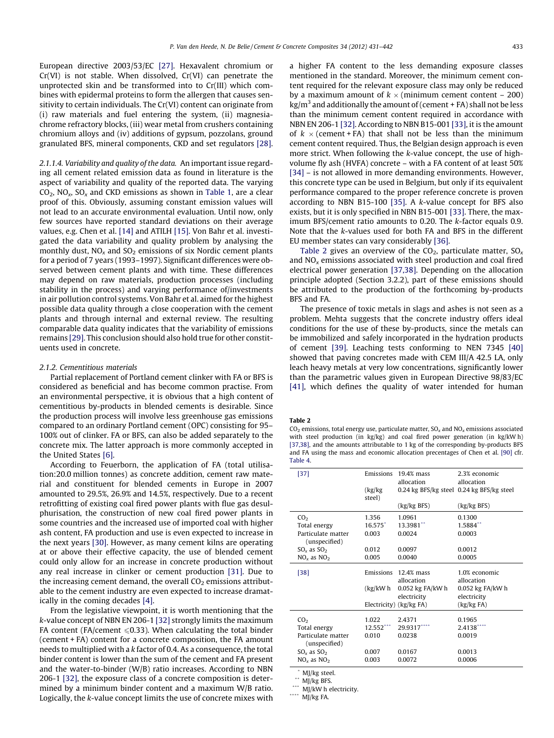European directive 2003/53/EC [27]. Hexavalent chromium or Cr(VI) is not stable. When dissolved, Cr(VI) can penetrate the unprotected skin and be transformed into to Cr(III) which combines with epidermal proteins to form the allergen that causes sensitivity to certain individuals. The Cr(VI) content can originate from (i) raw materials and fuel entering the system, (ii) magnesia-chrome refractory blocks, (iii) wear metal from crushers containing chromium alloys and (iv) additions of gypsum, pozzolans, ground granulated BFS, mineral components, CKD and set regulators [28].

#### 2.1.1.4. Variability and quality of the data

An important issue regarding all cement related emission data as found in literature is the aspect of variability and quality of the reported data. The varying $CO_2$, $NO_x$, $SO_x$ and CKD emissions as shown in Table 1, are a clear proof of this. Obviously, assuming constant emission values will not lead to an accurate environmental evaluation. Until now, only few sources have reported standard deviations on their average values, e.g. Chen et al. [14] and ATILH [15]. Von Bahr et al. investigated the data variability and quality problem by analysing the monthly dust, $NO_x$ and $SO_2$ emissions of six Nordic cement plants for a period of 7 years (1993–1997). Significant differences were observed between cement plants and with time. These differences may depend on raw materials, production processes (including stability in the process) and varying performance of/investments in air pollution control systems. Von Bahr et al. aimed for the highest possible data quality through a close cooperation with the cement plants and through internal and external review. The resulting comparable data quality indicates that the variability of emissions remains [29]. This conclusion should also hold true for other constituents used in concrete.

### 2.1.2. Cementitious materials

Partial replacement of Portland cement clinker with FA or BFS is considered as beneficial and has become common practise. From an environmental perspective, it is obvious that a high content of cementitious by-products in blended cements is desirable. Since the production process will involve less greenhouse gas emissions compared to an ordinary Portland cement (OPC) consisting for 95–100% out of clinker. FA or BFS, can also be added separately to the concrete mix. The latter approach is more commonly accepted in the United States [6].

According to Feuerborn, the application of FA (total utilisation:20.0 million tonnes) as concrete addition, cement raw material and constituent for blended cements in Europe in 2007 amounted to 29.5%, 26.9% and 14.5%, respectively. Due to a recent retrofitting of existing coal fired power plants with flue gas desulphurisation, the construction of new coal fired power plants in some countries and the increased use of imported coal with higher ash content, FA production and use is even expected to increase in the next years [30]. However, as many cement kilns are operating at or above their effective capacity, the use of blended cement could only allow for an increase in concrete production without any real increase in clinker or cement production [31]. Due to the increasing cement demand, the overall $CO_2$ emissions attributable to the cement industry are even expected to increase dramatically in the coming decades [4].

From the legislative viewpoint, it is worth mentioning that the $k$-value concept of NBN EN 206-1 [32] strongly limits the maximum FA content (FA/cement $\leqslant 0.33$). When calculating the total binder (cement + FA) content for a concrete composition, the FA amount needs to multiplied with a $k$ factor of 0.4. As a consequence, the total binder content is lower than the sum of the cement and FA present and the water-to-binder (W/B) ratio increases. According to NBN 206-1 [32], the exposure class of a concrete composition is determined by a minimum binder content and a maximum W/B ratio. Logically, the $k$-value concept limits the use of concrete mixes with a higher FA content to the less demanding exposure classes mentioned in the standard. Moreover, the minimum cement content required for the relevant exposure class may only be reduced by a maximum amount of $k \times$ (minimum cement content – 200) kg/m$^3$ and additionally the amount of (cement + FA) shall not be less than the minimum cement content required in accordance with NBN EN 206-1 [32]. According to NBN B15-001 [33], it is the amount of $k \times$ (cement + FA) that shall not be less than the minimum cement content required. Thus, the Belgian design approach is even more strict. When following the $k$-value concept, the use of high-volume fly ash (HVFA) concrete – with a FA content of at least 50% [34] – is not allowed in more demanding environments. However, this concrete type can be used in Belgium, but only if its equivalent performance compared to the proper reference concrete is proven according to NBN B15-100 [35]. A $k$-value concept for BFS also exists, but it is only specified in NBN B15-001 [33]. There, the maximum BFS/cement ratio amounts to 0.20. The $k$-factor equals 0.9. Note that the $k$-values used for both FA and BFS in the different EU member states can vary considerably [36].

Table 2 gives an overview of the $CO_2$, particulate matter, $SO_x$ and $NO_x$ emissions associated with steel production and coal fired electrical power generation [37,38]. Depending on the allocation principle adopted (Section 3.2.2), part of these emissions should be attributed to the production of the forthcoming by-products BFS and FA.

The presence of toxic metals in slags and ashes is not seen as a problem. Mehta suggests that the concrete industry offers ideal conditions for the use of these by-products, since the metals can be immobilized and safely incorporated in the hydration products of cement [39]. Leaching tests conforming to NEN 7345 [40] showed that paving concretes made with CEM III/A 42.5 LA, only leach heavy metals at very low concentrations, significantly lower than the parametric values given in European Directive 98/83/EC [41], which defines the quality of water intended for human

**Table 2**
$CO_2$ emissions, total energy use, particulate matter, $SO_x$ and $NO_x$ emissions associated with steel production (in kg/kg) and coal fired power generation (in kg/kW h) [37,38], and the amounts attributable to 1 kg of the corresponding by-products BFS and FA using the mass and economic allocation precentages of Chen et al. [90] cfr. Table 4.

| [37] | Emissions (kg/kg steel) | 19.4% mass allocation 0.24 kg BFS/kg steel (kg/kg BFS) | 2.3% economic allocation 0.24 kg BFS/kg steel (kg/kg BFS) |
|---|---|---|---|
| $CO_2$ | 1.356 | 1.0961 | 0.1300 |
| Total energy | 16.575* | 13.3981** | 1.5884** |
| Particulate matter (unspecified) | 0.003 | 0.0024 | 0.0003 |
| $SO_x$ as $SO_2$ | 0.012 | 0.0097 | 0.0012 |
| $NO_x$ as $NO_2$ | 0.005 | 0.0040 | 0.0005 |
| **[38]** | **Emissions (kg/kW h Electricity)** | **12.4% mass allocation 0.052 kg FA/kW h electricity (kg/kg FA)** | **1.0% economic allocation 0.052 kg FA/kW h electricity (kg/kg FA)** |
| $CO_2$ | 1.022 | 2.4371 | 0.1965 |
| Total energy | 12.552*** | 29.9317**** | 2.4138**** |
| Particulate matter (unspecified) | 0.010 | 0.0238 | 0.0019 |
| $SO_x$ as $SO_2$ | 0.007 | 0.0167 | 0.0013 |
| $NO_x$ as $NO_2$ | 0.003 | 0.0072 | 0.0006 |

\* MJ/kg steel.
\*\* MJ/kg BFS.
\*\*\* MJ/kW h electricity.
\*\*\*\* MJ/kg FA.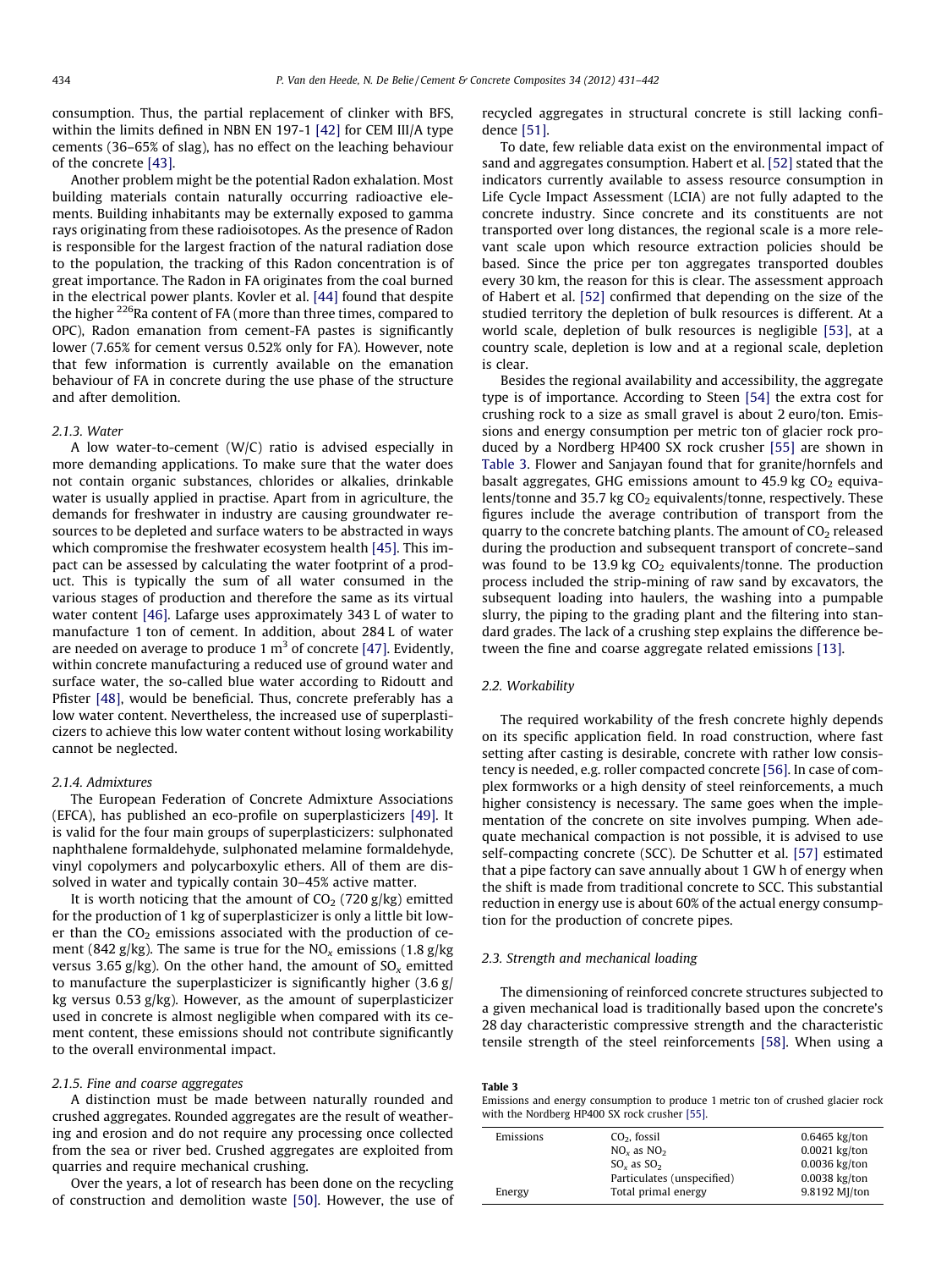consumption. Thus, the partial replacement of clinker with BFS, within the limits defined in NBN EN 197-1 [42] for CEM III/A type cements (36–65% of slag), has no effect on the leaching behaviour of the concrete [43].

Another problem might be the potential Radon exhalation. Most building materials contain naturally occurring radioactive elements. Building inhabitants may be externally exposed to gamma rays originating from these radioisotopes. As the presence of Radon is responsible for the largest fraction of the natural radiation dose to the population, the tracking of this Radon concentration is of great importance. The Radon in FA originates from the coal burned in the electrical power plants. Kovler et al. [44] found that despite the higher $^{226}Ra$ content of FA (more than three times, compared to OPC), Radon emanation from cement-FA pastes is significantly lower (7.65% for cement versus 0.52% only for FA). However, note that few information is currently available on the emanation behaviour of FA in concrete during the use phase of the structure and after demolition.

#### 2.1.3. Water

A low water-to-cement (W/C) ratio is advised especially in more demanding applications. To make sure that the water does not contain organic substances, chlorides or alkalies, drinkable water is usually applied in practise. Apart from in agriculture, the demands for freshwater in industry are causing groundwater resources to be depleted and surface waters to be abstracted in ways which compromise the freshwater ecosystem health [45]. This impact can be assessed by calculating the water footprint of a product. This is typically the sum of all water consumed in the various stages of production and therefore the same as its virtual water content [46]. Lafarge uses approximately 343 L of water to manufacture 1 ton of cement. In addition, about 284 L of water are needed on average to produce 1 $m^3$ of concrete [47]. Evidently, within concrete manufacturing a reduced use of ground water and surface water, the so-called blue water according to Ridoutt and Pfister [48], would be beneficial. Thus, concrete preferably has a low water content. Nevertheless, the increased use of superplasticizers to achieve this low water content without losing workability cannot be neglected.

#### 2.1.4. Admixtures

The European Federation of Concrete Admixture Associations (EFCA), has published an eco-profile on superplasticizers [49]. It is valid for the four main groups of superplasticizers: sulphonated naphthalene formaldehyde, sulphonated melamine formaldehyde, vinyl copolymers and polycarboxylic ethers. All of them are dissolved in water and typically contain 30–45% active matter.

It is worth noticing that the amount of $CO_2$ (720 g/kg) emitted for the production of 1 kg of superplasticizer is only a little bit lower than the $CO_2$ emissions associated with the production of cement (842 g/kg). The same is true for the $NO_x$ emissions (1.8 g/kg versus 3.65 g/kg). On the other hand, the amount of $SO_x$ emitted to manufacture the superplasticizer is significantly higher (3.6 g/kg versus 0.53 g/kg). However, as the amount of superplasticizer used in concrete is almost negligible when compared with its cement content, these emissions should not contribute significantly to the overall environmental impact.

#### 2.1.5. Fine and coarse aggregates

A distinction must be made between naturally rounded and crushed aggregates. Rounded aggregates are the result of weathering and erosion and do not require any processing once collected from the sea or river bed. Crushed aggregates are exploited from quarries and require mechanical crushing.

Over the years, a lot of research has been done on the recycling of construction and demolition waste [50]. However, the use of recycled aggregates in structural concrete is still lacking confidence [51].

To date, few reliable data exist on the environmental impact of sand and aggregates consumption. Habert et al. [52] stated that the indicators currently available to assess resource consumption in Life Cycle Impact Assessment (LCIA) are not fully adapted to the concrete industry. Since concrete and its constituents are not transported over long distances, the regional scale is a more relevant scale upon which resource extraction policies should be based. Since the price per ton aggregates transported doubles every 30 km, the reason for this is clear. The assessment approach of Habert et al. [52] confirmed that depending on the size of the studied territory the depletion of bulk resources is different. At a world scale, depletion of bulk resources is negligible [53], at a country scale, depletion is low and at a regional scale, depletion is clear.

Besides the regional availability and accessibility, the aggregate type is of importance. According to Steen [54] the extra cost for crushing rock to a size as small gravel is about 2 euro/ton. Emissions and energy consumption per metric ton of glacier rock produced by a Nordberg HP400 SX rock crusher [55] are shown in Table 3. Flower and Sanjayan found that for granite/hornfels and basalt aggregates, GHG emissions amount to 45.9 kg $CO_2$ equivalents/tonne and 35.7 kg $CO_2$ equivalents/tonne, respectively. These figures include the average contribution of transport from the quarry to the concrete batching plants. The amount of $CO_2$ released during the production and subsequent transport of concrete–sand was found to be 13.9 kg $CO_2$ equivalents/tonne. The production process included the strip-mining of raw sand by excavators, the subsequent loading into haulers, the washing into a pumpable slurry, the piping to the grading plant and the filtering into standard grades. The lack of a crushing step explains the difference between the fine and coarse aggregate related emissions [13].

### 2.2. Workability

The required workability of the fresh concrete highly depends on its specific application field. In road construction, where fast setting after casting is desirable, concrete with rather low consistency is needed, e.g. roller compacted concrete [56]. In case of complex formworks or a high density of steel reinforcements, a much higher consistency is necessary. The same goes when the implementation of the concrete on site involves pumping. When adequate mechanical compaction is not possible, it is advised to use self-compacting concrete (SCC). De Schutter et al. [57] estimated that a pipe factory can save annually about 1 GW h of energy when the shift is made from traditional concrete to SCC. This substantial reduction in energy use is about 60% of the actual energy consumption for the production of concrete pipes.

### 2.3. Strength and mechanical loading

The dimensioning of reinforced concrete structures subjected to a given mechanical load is traditionally based upon the concrete's 28 day characteristic compressive strength and the characteristic tensile strength of the steel reinforcements [58]. When using a

**Table 3**
Emissions and energy consumption to produce 1 metric ton of crushed glacier rock with the Nordberg HP400 SX rock crusher [55].

| | | |
|---|---|---|
| Emissions | $CO_2$, fossil | 0.6465 kg/ton |
| | $NO_x$ as $NO_2$ | 0.0021 kg/ton |
| | $SO_x$ as $SO_2$ | 0.0036 kg/ton |
| | Particulates (unspecified) | 0.0038 kg/ton |
| Energy | Total primal energy | 9.8192 MJ/ton |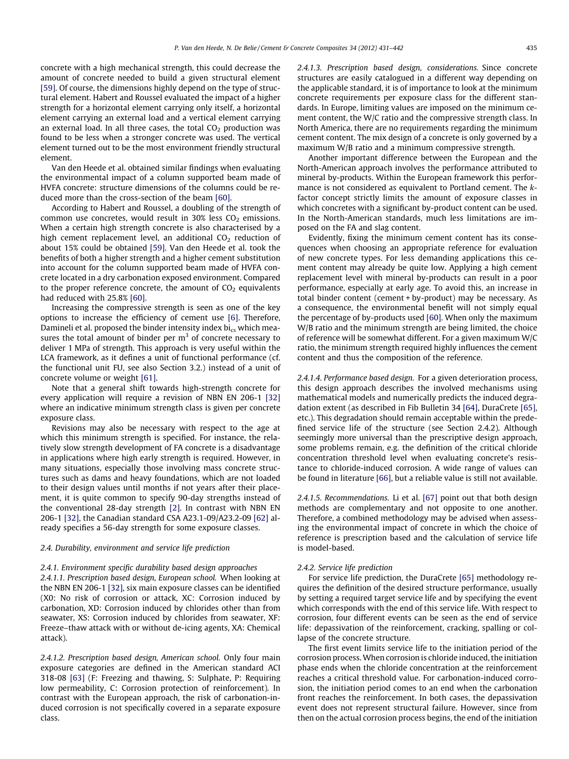concrete with a high mechanical strength, this could decrease the amount of concrete needed to build a given structural element [59]. Of course, the dimensions highly depend on the type of structural element. Habert and Roussel evaluated the impact of a higher strength for a horizontal element carrying only itself, a horizontal element carrying an external load and a vertical element carrying an external load. In all three cases, the total $CO_2$ production was found to be less when a stronger concrete was used. The vertical element turned out to be the most environment friendly structural element.

Van den Heede et al. obtained similar findings when evaluating the environmental impact of a column supported beam made of HVFA concrete: structure dimensions of the columns could be reduced more than the cross-section of the beam [60].

According to Habert and Roussel, a doubling of the strength of common use concretes, would result in 30% less $CO_2$ emissions. When a certain high strength concrete is also characterised by a high cement replacement level, an additional $CO_2$ reduction of about 15% could be obtained [59]. Van den Heede et al. took the benefits of both a higher strength and a higher cement substitution into account for the column supported beam made of HVFA concrete located in a dry carbonation exposed environment. Compared to the proper reference concrete, the amount of $CO_2$ equivalents had reduced with 25.8% [60].

Increasing the compressive strength is seen as one of the key options to increase the efficiency of cement use [6]. Therefore, Damineli et al. proposed the binder intensity index $bi_{cs}$ which measures the total amount of binder per $m^3$ of concrete necessary to deliver 1 MPa of strength. This approach is very useful within the LCA framework, as it defines a unit of functional performance (cf. the functional unit FU, see also Section 3.2.) instead of a unit of concrete volume or weight [61].

Note that a general shift towards high-strength concrete for every application will require a revision of NBN EN 206-1 [32] where an indicative minimum strength class is given per concrete exposure class.

Revisions may also be necessary with respect to the age at which this minimum strength is specified. For instance, the relatively slow strength development of FA concrete is a disadvantage in applications where high early strength is required. However, in many situations, especially those involving mass concrete structures such as dams and heavy foundations, which are not loaded to their design values until months if not years after their placement, it is quite common to specify 90-day strengths instead of the conventional 28-day strength [2]. In contrast with NBN EN 206-1 [32], the Canadian standard CSA A23.1-09/A23.2-09 [62] already specifies a 56-day strength for some exposure classes.

### 2.4. Durability, environment and service life prediction

#### 2.4.1. Environment specific durability based design approaches

*2.4.1.1. Prescription based design, European school.* When looking at the NBN EN 206-1 [32], six main exposure classes can be identified (X0: No risk of corrosion or attack, XC: Corrosion induced by carbonation, XD: Corrosion induced by chlorides other than from seawater, XS: Corrosion induced by chlorides from seawater, XF: Freeze–thaw attack with or without de-icing agents, XA: Chemical attack).

*2.4.1.2. Prescription based design, American school.* Only four main exposure categories are defined in the American standard ACI 318-08 [63] (F: Freezing and thawing, S: Sulphate, P: Requiring low permeability, C: Corrosion protection of reinforcement). In contrast with the European approach, the risk of carbonation-induced corrosion is not specifically covered in a separate exposure class.

*2.4.1.3. Prescription based design, considerations.* Since concrete structures are easily catalogued in a different way depending on the applicable standard, it is of importance to look at the minimum concrete requirements per exposure class for the different standards. In Europe, limiting values are imposed on the minimum cement content, the W/C ratio and the compressive strength class. In North America, there are no requirements regarding the minimum cement content. The mix design of a concrete is only governed by a maximum W/B ratio and a minimum compressive strength.

Another important difference between the European and the North-American approach involves the performance attributed to mineral by-products. Within the European framework this performance is not considered as equivalent to Portland cement. The *k*-factor concept strictly limits the amount of exposure classes in which concretes with a significant by-product content can be used. In the North-American standards, much less limitations are imposed on the FA and slag content.

Evidently, fixing the minimum cement content has its consequences when choosing an appropriate reference for evaluation of new concrete types. For less demanding applications this cement content may already be quite low. Applying a high cement replacement level with mineral by-products can result in a poor performance, especially at early age. To avoid this, an increase in total binder content (cement + by-product) may be necessary. As a consequence, the environmental benefit will not simply equal the percentage of by-products used [60]. When only the maximum W/B ratio and the minimum strength are being limited, the choice of reference will be somewhat different. For a given maximum W/C ratio, the minimum strength required highly influences the cement content and thus the composition of the reference.

*2.4.1.4. Performance based design.* For a given deterioration process, this design approach describes the involved mechanisms using mathematical models and numerically predicts the induced degradation extent (as described in Fib Bulletin 34 [64], DuraCrete [65], etc.). This degradation should remain acceptable within the predefined service life of the structure (see Section 2.4.2). Although seemingly more universal than the prescriptive design approach, some problems remain, e.g. the definition of the critical chloride concentration threshold level when evaluating concrete's resistance to chloride-induced corrosion. A wide range of values can be found in literature [66], but a reliable value is still not available.

*2.4.1.5. Recommendations.* Li et al. [67] point out that both design methods are complementary and not opposite to one another. Therefore, a combined methodology may be advised when assessing the environmental impact of concrete in which the choice of reference is prescription based and the calculation of service life is model-based.

#### 2.4.2. Service life prediction

For service life prediction, the DuraCrete [65] methodology requires the definition of the desired structure performance, usually by setting a required target service life and by specifying the event which corresponds with the end of this service life. With respect to corrosion, four different events can be seen as the end of service life: depassivation of the reinforcement, cracking, spalling or collapse of the concrete structure.

The first event limits service life to the initiation period of the corrosion process. When corrosion is chloride induced, the initiation phase ends when the chloride concentration at the reinforcement reaches a critical threshold value. For carbonation-induced corrosion, the initiation period comes to an end when the carbonation front reaches the reinforcement. In both cases, the depassivation event does not represent structural failure. However, since from then on the actual corrosion process begins, the end of the initiation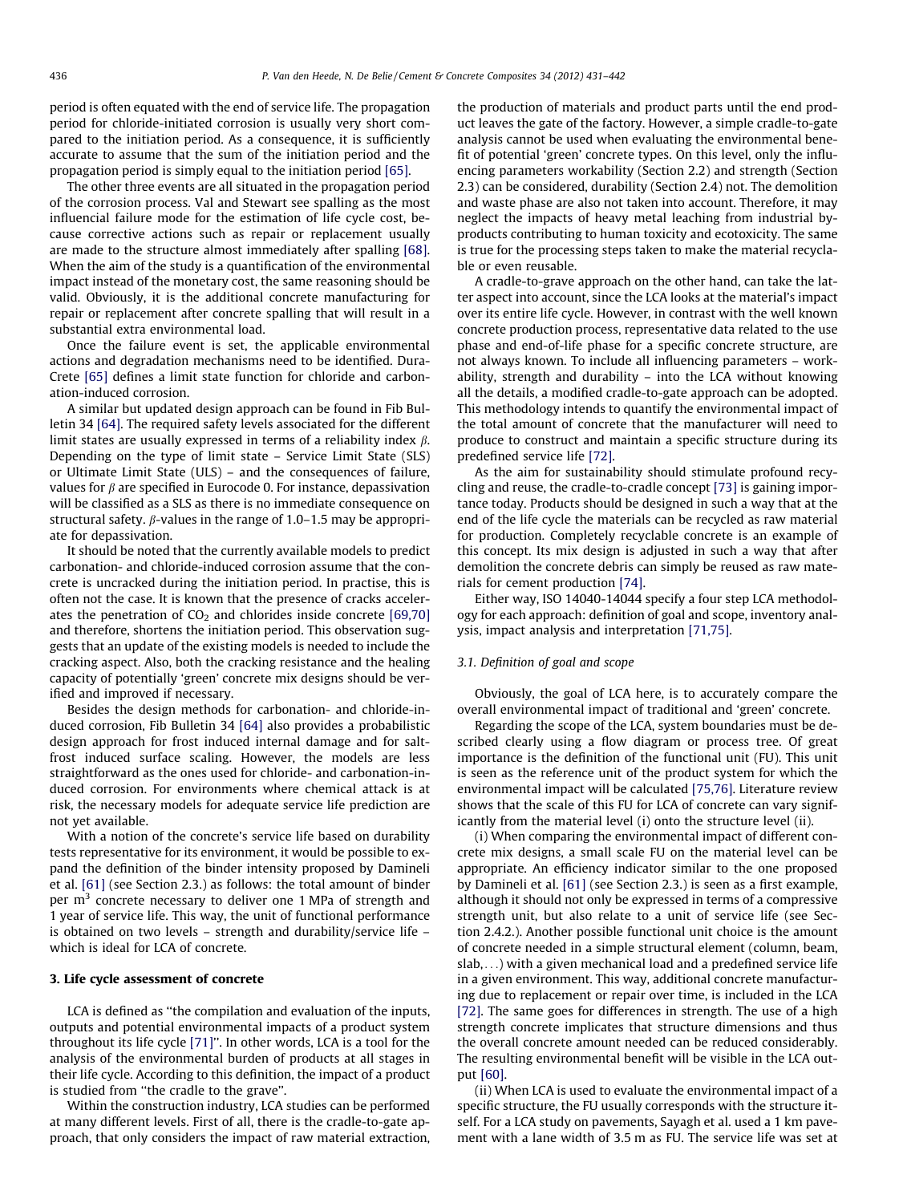period is often equated with the end of service life. The propagation period for chloride-initiated corrosion is usually very short compared to the initiation period. As a consequence, it is sufficiently accurate to assume that the sum of the initiation period and the propagation period is simply equal to the initiation period [65].

The other three events are all situated in the propagation period of the corrosion process. Val and Stewart see spalling as the most influencial failure mode for the estimation of life cycle cost, because corrective actions such as repair or replacement usually are made to the structure almost immediately after spalling [68]. When the aim of the study is a quantification of the environmental impact instead of the monetary cost, the same reasoning should be valid. Obviously, it is the additional concrete manufacturing for repair or replacement after concrete spalling that will result in a substantial extra environmental load.

Once the failure event is set, the applicable environmental actions and degradation mechanisms need to be identified. DuraCrete [65] defines a limit state function for chloride and carbonation-induced corrosion.

A similar but updated design approach can be found in Fib Bulletin 34 [64]. The required safety levels associated for the different limit states are usually expressed in terms of a reliability index $\beta$. Depending on the type of limit state – Service Limit State (SLS) or Ultimate Limit State (ULS) – and the consequences of failure, values for $\beta$ are specified in Eurocode 0. For instance, depassivation will be classified as a SLS as there is no immediate consequence on structural safety. $\beta$-values in the range of 1.0–1.5 may be appropriate for depassivation.

It should be noted that the currently available models to predict carbonation- and chloride-induced corrosion assume that the concrete is uncracked during the initiation period. In practise, this is often not the case. It is known that the presence of cracks accelerates the penetration of $CO_2$ and chlorides inside concrete [69,70] and therefore, shortens the initiation period. This observation suggests that an update of the existing models is needed to include the cracking aspect. Also, both the cracking resistance and the healing capacity of potentially 'green' concrete mix designs should be verified and improved if necessary.

Besides the design methods for carbonation- and chloride-induced corrosion, Fib Bulletin 34 [64] also provides a probabilistic design approach for frost induced internal damage and for salt-frost induced surface scaling. However, the models are less straightforward as the ones used for chloride- and carbonation-induced corrosion. For environments where chemical attack is at risk, the necessary models for adequate service life prediction are not yet available.

With a notion of the concrete's service life based on durability tests representative for its environment, it would be possible to expand the definition of the binder intensity proposed by Damineli et al. [61] (see Section 2.3.) as follows: the total amount of binder per $m^3$ concrete necessary to deliver one 1 MPa of strength and 1 year of service life. This way, the unit of functional performance is obtained on two levels – strength and durability/service life – which is ideal for LCA of concrete.

## 3. Life cycle assessment of concrete

LCA is defined as "the compilation and evaluation of the inputs, outputs and potential environmental impacts of a product system throughout its life cycle [71]". In other words, LCA is a tool for the analysis of the environmental burden of products at all stages in their life cycle. According to this definition, the impact of a product is studied from "the cradle to the grave".

Within the construction industry, LCA studies can be performed at many different levels. First of all, there is the cradle-to-gate approach, that only considers the impact of raw material extraction, the production of materials and product parts until the end product leaves the gate of the factory. However, a simple cradle-to-gate analysis cannot be used when evaluating the environmental benefit of potential 'green' concrete types. On this level, only the influencing parameters workability (Section 2.2) and strength (Section 2.3) can be considered, durability (Section 2.4) not. The demolition and waste phase are also not taken into account. Therefore, it may neglect the impacts of heavy metal leaching from industrial by-products contributing to human toxicity and ecotoxicity. The same is true for the processing steps taken to make the material recyclable or even reusable.

A cradle-to-grave approach on the other hand, can take the latter aspect into account, since the LCA looks at the material's impact over its entire life cycle. However, in contrast with the well known concrete production process, representative data related to the use phase and end-of-life phase for a specific concrete structure, are not always known. To include all influencing parameters – workability, strength and durability – into the LCA without knowing all the details, a modified cradle-to-gate approach can be adopted. This methodology intends to quantify the environmental impact of the total amount of concrete that the manufacturer will need to produce to construct and maintain a specific structure during its predefined service life [72].

As the aim for sustainability should stimulate profound recycling and reuse, the cradle-to-cradle concept [73] is gaining importance today. Products should be designed in such a way that at the end of the life cycle the materials can be recycled as raw material for production. Completely recyclable concrete is an example of this concept. Its mix design is adjusted in such a way that after demolition the concrete debris can simply be reused as raw materials for cement production [74].

Either way, ISO 14040-14044 specify a four step LCA methodology for each approach: definition of goal and scope, inventory analysis, impact analysis and interpretation [71,75].

### 3.1. Definition of goal and scope

Obviously, the goal of LCA here, is to accurately compare the overall environmental impact of traditional and 'green' concrete.

Regarding the scope of the LCA, system boundaries must be described clearly using a flow diagram or process tree. Of great importance is the definition of the functional unit (FU). This unit is seen as the reference unit of the product system for which the environmental impact will be calculated [75,76]. Literature review shows that the scale of this FU for LCA of concrete can vary significantly from the material level (i) onto the structure level (ii).

(i) When comparing the environmental impact of different concrete mix designs, a small scale FU on the material level can be appropriate. An efficiency indicator similar to the one proposed by Damineli et al. [61] (see Section 2.3.) is seen as a first example, although it should not only be expressed in terms of a compressive strength unit, but also relate to a unit of service life (see Section 2.4.2.). Another possible functional unit choice is the amount of concrete needed in a simple structural element (column, beam, slab,...) with a given mechanical load and a predefined service life in a given environment. This way, additional concrete manufacturing due to replacement or repair over time, is included in the LCA [72]. The same goes for differences in strength. The use of a high strength concrete implicates that structure dimensions and thus the overall concrete amount needed can be reduced considerably. The resulting environmental benefit will be visible in the LCA output [60].

(ii) When LCA is used to evaluate the environmental impact of a specific structure, the FU usually corresponds with the structure itself. For a LCA study on pavements, Sayagh et al. used a 1 km pavement with a lane width of 3.5 m as FU. The service life was set at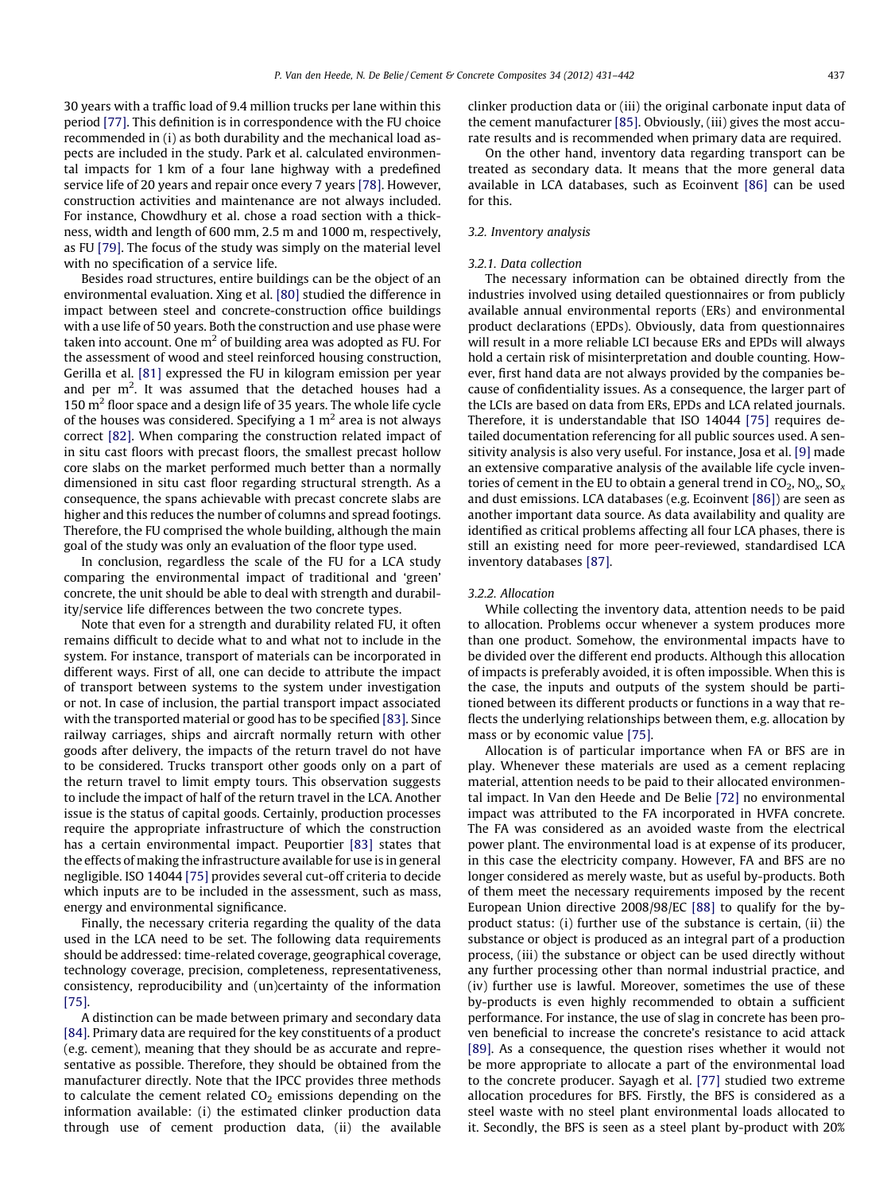30 years with a traffic load of 9.4 million trucks per lane within this period [77]. This definition is in correspondence with the FU choice recommended in (i) as both durability and the mechanical load aspects are included in the study. Park et al. calculated environmental impacts for 1 km of a four lane highway with a predefined service life of 20 years and repair once every 7 years [78]. However, construction activities and maintenance are not always included. For instance, Chowdhury et al. chose a road section with a thickness, width and length of 600 mm, 2.5 m and 1000 m, respectively, as FU [79]. The focus of the study was simply on the material level with no specification of a service life.

Besides road structures, entire buildings can be the object of an environmental evaluation. Xing et al. [80] studied the difference in impact between steel and concrete-construction office buildings with a use life of 50 years. Both the construction and use phase were taken into account. One $m^2$ of building area was adopted as FU. For the assessment of wood and steel reinforced housing construction, Gerilla et al. [81] expressed the FU in kilogram emission per year and per $m^2$. It was assumed that the detached houses had a 150 $m^2$ floor space and a design life of 35 years. The whole life cycle of the houses was considered. Specifying a 1 $m^2$ area is not always correct [82]. When comparing the construction related impact of in situ cast floors with precast floors, the smallest precast hollow core slabs on the market performed much better than a normally dimensioned in situ cast floor regarding structural strength. As a consequence, the spans achievable with precast concrete slabs are higher and this reduces the number of columns and spread footings. Therefore, the FU comprised the whole building, although the main goal of the study was only an evaluation of the floor type used.

In conclusion, regardless the scale of the FU for a LCA study comparing the environmental impact of traditional and 'green' concrete, the unit should be able to deal with strength and durability/service life differences between the two concrete types.

Note that even for a strength and durability related FU, it often remains difficult to decide what to and what not to include in the system. For instance, transport of materials can be incorporated in different ways. First of all, one can decide to attribute the impact of transport between systems to the system under investigation or not. In case of inclusion, the partial transport impact associated with the transported material or good has to be specified [83]. Since railway carriages, ships and aircraft normally return with other goods after delivery, the impacts of the return travel do not have to be considered. Trucks transport other goods only on a part of the return travel to limit empty tours. This observation suggests to include the impact of half of the return travel in the LCA. Another issue is the status of capital goods. Certainly, production processes require the appropriate infrastructure of which the construction has a certain environmental impact. Peuportier [83] states that the effects of making the infrastructure available for use is in general negligible. ISO 14044 [75] provides several cut-off criteria to decide which inputs are to be included in the assessment, such as mass, energy and environmental significance.

Finally, the necessary criteria regarding the quality of the data used in the LCA need to be set. The following data requirements should be addressed: time-related coverage, geographical coverage, technology coverage, precision, completeness, representativeness, consistency, reproducibility and (un)certainty of the information [75].

A distinction can be made between primary and secondary data [84]. Primary data are required for the key constituents of a product (e.g. cement), meaning that they should be as accurate and representative as possible. Therefore, they should be obtained from the manufacturer directly. Note that the IPCC provides three methods to calculate the cement related $CO_2$ emissions depending on the information available: (i) the estimated clinker production data through use of cement production data, (ii) the available clinker production data or (iii) the original carbonate input data of the cement manufacturer [85]. Obviously, (iii) gives the most accurate results and is recommended when primary data are required.

On the other hand, inventory data regarding transport can be treated as secondary data. It means that the more general data available in LCA databases, such as Ecoinvent [86] can be used for this.

### 3.2. Inventory analysis

#### 3.2.1. Data collection

The necessary information can be obtained directly from the industries involved using detailed questionnaires or from publicly available annual environmental reports (ERs) and environmental product declarations (EPDs). Obviously, data from questionnaires will result in a more reliable LCI because ERs and EPDs will always hold a certain risk of misinterpretation and double counting. However, first hand data are not always provided by the companies because of confidentiality issues. As a consequence, the larger part of the LCIs are based on data from ERs, EPDs and LCA related journals. Therefore, it is understandable that ISO 14044 [75] requires detailed documentation referencing for all public sources used. A sensitivity analysis is also very useful. For instance, Josa et al. [9] made an extensive comparative analysis of the available life cycle inventories of cement in the EU to obtain a general trend in $CO_2$, $NO_x$, $SO_x$ and dust emissions. LCA databases (e.g. Ecoinvent [86]) are seen as another important data source. As data availability and quality are identified as critical problems affecting all four LCA phases, there is still an existing need for more peer-reviewed, standardised LCA inventory databases [87].

#### 3.2.2. Allocation

While collecting the inventory data, attention needs to be paid to allocation. Problems occur whenever a system produces more than one product. Somehow, the environmental impacts have to be divided over the different end products. Although this allocation of impacts is preferably avoided, it is often impossible. When this is the case, the inputs and outputs of the system should be partitioned between its different products or functions in a way that reflects the underlying relationships between them, e.g. allocation by mass or by economic value [75].

Allocation is of particular importance when FA or BFS are in play. Whenever these materials are used as a cement replacing material, attention needs to be paid to their allocated environmental impact. In Van den Heede and De Belie [72] no environmental impact was attributed to the FA incorporated in HVFA concrete. The FA was considered as an avoided waste from the electrical power plant. The environmental load is at expense of its producer, in this case the electricity company. However, FA and BFS are no longer considered as merely waste, but as useful by-products. Both of them meet the necessary requirements imposed by the recent European Union directive 2008/98/EC [88] to qualify for the by-product status: (i) further use of the substance is certain, (ii) the substance or object is produced as an integral part of a production process, (iii) the substance or object can be used directly without any further processing other than normal industrial practice, and (iv) further use is lawful. Moreover, sometimes the use of these by-products is even highly recommended to obtain a sufficient performance. For instance, the use of slag in concrete has been proven beneficial to increase the concrete's resistance to acid attack [89]. As a consequence, the question rises whether it would not be more appropriate to allocate a part of the environmental load to the concrete producer. Sayagh et al. [77] studied two extreme allocation procedures for BFS. Firstly, the BFS is considered as a steel waste with no steel plant environmental loads allocated to it. Secondly, the BFS is seen as a steel plant by-product with 20%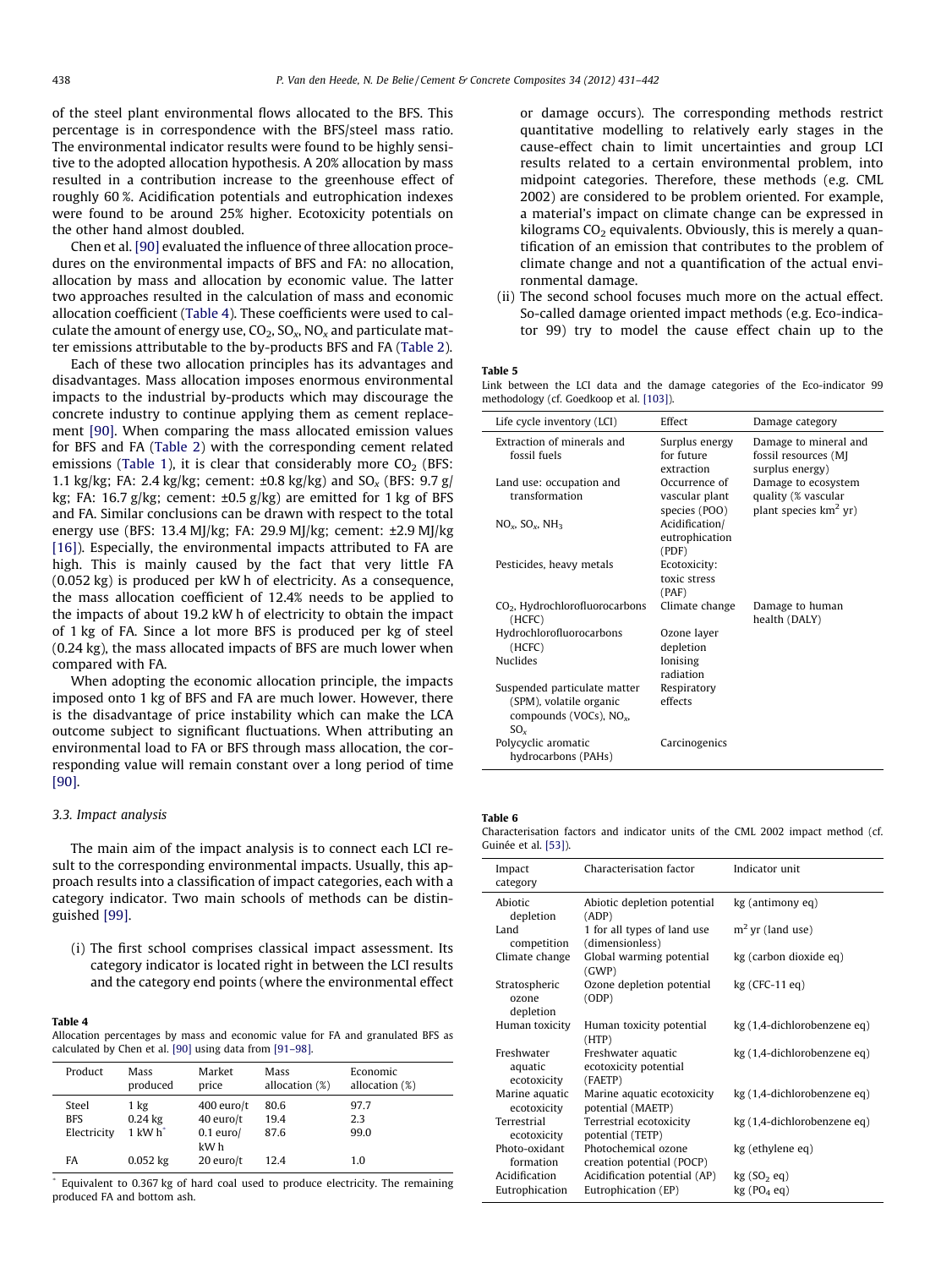of the steel plant environmental flows allocated to the BFS. This percentage is in correspondence with the BFS/steel mass ratio. The environmental indicator results were found to be highly sensitive to the adopted allocation hypothesis. A 20% allocation by mass resulted in a contribution increase to the greenhouse effect of roughly 60 %. Acidification potentials and eutrophication indexes were found to be around 25% higher. Ecotoxicity potentials on the other hand almost doubled.

Chen et al. [90] evaluated the influence of three allocation procedures on the environmental impacts of BFS and FA: no allocation, allocation by mass and allocation by economic value. The latter two approaches resulted in the calculation of mass and economic allocation coefficient (Table 4). These coefficients were used to calculate the amount of energy use, $CO_2$, $SO_x$, $NO_x$ and particulate matter emissions attributable to the by-products BFS and FA (Table 2).

Each of these two allocation principles has its advantages and disadvantages. Mass allocation imposes enormous environmental impacts to the industrial by-products which may discourage the concrete industry to continue applying them as cement replacement [90]. When comparing the mass allocated emission values for BFS and FA (Table 2) with the corresponding cement related emissions (Table 1), it is clear that considerably more $CO_2$ (BFS: 1.1 kg/kg; FA: 2.4 kg/kg; cement: ±0.8 kg/kg) and $SO_x$ (BFS: 9.7 g/kg; FA: 16.7 g/kg; cement: ±0.5 g/kg) are emitted for 1 kg of BFS and FA. Similar conclusions can be drawn with respect to the total energy use (BFS: 13.4 MJ/kg; FA: 29.9 MJ/kg; cement: ±2.9 MJ/kg [16]). Especially, the environmental impacts attributed to FA are high. This is mainly caused by the fact that very little FA (0.052 kg) is produced per kW h of electricity. As a consequence, the mass allocation coefficient of 12.4% needs to be applied to the impacts of about 19.2 kW h of electricity to obtain the impact of 1 kg of FA. Since a lot more BFS is produced per kg of steel (0.24 kg), the mass allocated impacts of BFS are much lower when compared with FA.

When adopting the economic allocation principle, the impacts imposed onto 1 kg of BFS and FA are much lower. However, there is the disadvantage of price instability which can make the LCA outcome subject to significant fluctuations. When attributing an environmental load to FA or BFS through mass allocation, the corresponding value will remain constant over a long period of time [90].

**Table 4**
Allocation percentages by mass and economic value for FA and granulated BFS as calculated by Chen et al. [90] using data from [91–98].

| Product | Mass produced | Market price | Mass allocation (%) | Economic allocation (%) |
|---|---|---|---|---|
| Steel | 1 kg | 400 euro/t | 80.6 | 97.7 |
| BFS | 0.24 kg | 40 euro/t | 19.4 | 2.3 |
| Electricity | 1 kW h* | 0.1 euro/kW h | 87.6 | 99.0 |
| FA | 0.052 kg | 20 euro/t | 12.4 | 1.0 |

\* Equivalent to 0.367 kg of hard coal used to produce electricity. The remaining produced FA and bottom ash.

### 3.3. Impact analysis

The main aim of the impact analysis is to connect each LCI result to the corresponding environmental impacts. Usually, this approach results into a classification of impact categories, each with a category indicator. Two main schools of methods can be distinguished [99].

(i) The first school comprises classical impact assessment. Its category indicator is located right in between the LCI results and the category end points (where the environmental effect or damage occurs). The corresponding methods restrict quantitative modelling to relatively early stages in the cause-effect chain to limit uncertainties and group LCI results related to a certain environmental problem, into midpoint categories. Therefore, these methods (e.g. CML 2002) are considered to be problem oriented. For example, a material's impact on climate change can be expressed in kilograms $CO_2$ equivalents. Obviously, this is merely a quantification of an emission that contributes to the problem of climate change and not a quantification of the actual environmental damage.

(ii) The second school focuses much more on the actual effect. So-called damage oriented impact methods (e.g. Eco-indicator 99) try to model the cause effect chain up to the

**Table 5**
Link between the LCI data and the damage categories of the Eco-indicator 99 methodology (cf. Goedkoop et al. [103]).

| Life cycle inventory (LCI) | Effect | Damage category |
|---|---|---|
| Extraction of minerals and fossil fuels | Surplus energy for future extraction | Damage to mineral and fossil resources (MJ surplus energy) |
| Land use: occupation and transformation | Occurrence of vascular plant species (POO) | Damage to ecosystem quality (% vascular plant species km$^2$ yr) |
| $NO_x$, $SO_x$, $NH_3$ | Acidification/eutrophication (PDF) | |
| Pesticides, heavy metals | Ecotoxicity: toxic stress (PAF) | |
| $CO_2$, Hydrochlorofluorocarbons (HCFC) | Climate change | Damage to human health (DALY) |
| Hydrochlorofluorocarbons (HCFC) | Ozone layer depletion | |
| Nuclides | Ionising radiation | |
| Suspended particulate matter (SPM), volatile organic compounds (VOCs), $NO_x$, $SO_x$ | Respiratory effects | |
| Polycyclic aromatic hydrocarbons (PAHs) | Carcinogenics | |

**Table 6**
Characterisation factors and indicator units of the CML 2002 impact method (cf. Guinée et al. [53]).

| Impact category | Characterisation factor | Indicator unit |
|---|---|---|
| Abiotic depletion | Abiotic depletion potential (ADP) | kg (antimony eq) |
| Land competition | 1 for all types of land use (dimensionless) | m$^2$ yr (land use) |
| Climate change | Global warming potential (GWP) | kg (carbon dioxide eq) |
| Stratospheric ozone depletion | Ozone depletion potential (ODP) | kg (CFC-11 eq) |
| Human toxicity | Human toxicity potential (HTP) | kg (1,4-dichlorobenzene eq) |
| Freshwater aquatic ecotoxicity | Freshwater aquatic ecotoxicity potential (FAETP) | kg (1,4-dichlorobenzene eq) |
| Marine aquatic ecotoxicity | Marine aquatic ecotoxicity potential (MAETP) | kg (1,4-dichlorobenzene eq) |
| Terrestrial ecotoxicity | Terrestrial ecotoxicity potential (TETP) | kg (1,4-dichlorobenzene eq) |
| Photo-oxidant formation | Photochemical ozone creation potential (POCP) | kg (ethylene eq) |
| Acidification | Acidification potential (AP) | kg ($SO_2$ eq) |
| Eutrophication | Eutrophication (EP) | kg ($PO_4$ eq) |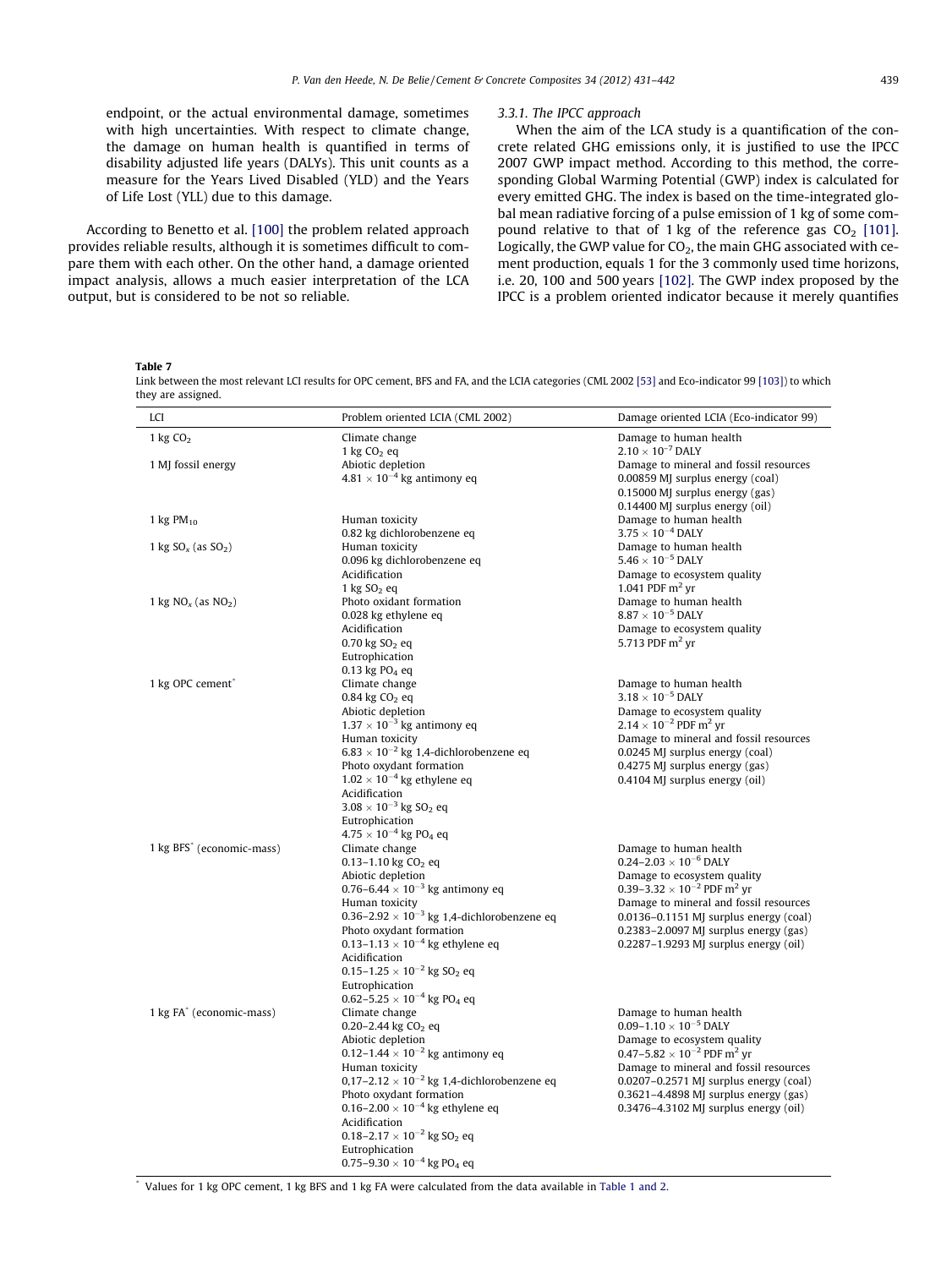endpoint, or the actual environmental damage, sometimes with high uncertainties. With respect to climate change, the damage on human health is quantified in terms of disability adjusted life years (DALYs). This unit counts as a measure for the Years Lived Disabled (YLD) and the Years of Life Lost (YLL) due to this damage.

According to Benetto et al. [100] the problem related approach provides reliable results, although it is sometimes difficult to compare them with each other. On the other hand, a damage oriented impact analysis, allows a much easier interpretation of the LCA output, but is considered to be not so reliable.

#### 3.3.1. The IPCC approach

When the aim of the LCA study is a quantification of the concrete related GHG emissions only, it is justified to use the IPCC 2007 GWP impact method. According to this method, the corresponding Global Warming Potential (GWP) index is calculated for every emitted GHG. The index is based on the time-integrated global mean radiative forcing of a pulse emission of 1 kg of some compound relative to that of 1 kg of the reference gas $CO_2$ [101]. Logically, the GWP value for $CO_2$, the main GHG associated with cement production, equals 1 for the 3 commonly used time horizons, i.e. 20, 100 and 500 years [102]. The GWP index proposed by the IPCC is a problem oriented indicator because it merely quantifies

**Table 7**
Link between the most relevant LCI results for OPC cement, BFS and FA, and the LCIA categories (CML 2002 [53] and Eco-indicator 99 [103]) to which they are assigned.

| LCI | Problem oriented LCIA (CML 2002) | Damage oriented LCIA (Eco-indicator 99) |
|---|---|---|
| 1 kg $CO_2$ | Climate change<br>1 kg $CO_2$ eq | Damage to human health<br>$2.10 \times 10^{-7}$ DALY |
| 1 MJ fossil energy | Abiotic depletion<br>$4.81 \times 10^{-4}$ kg antimony eq | Damage to mineral and fossil resources<br>0.00859 MJ surplus energy (coal)<br>0.15000 MJ surplus energy (gas)<br>0.14400 MJ surplus energy (oil) |
| 1 kg $PM_{10}$ | Human toxicity<br>0.82 kg dichlorobenzene eq | Damage to human health<br>$3.75 \times 10^{-4}$ DALY |
| 1 kg $SO_x$ (as $SO_2$) | Human toxicity<br>0.096 kg dichlorobenzene eq<br>Acidification<br>1 kg $SO_2$ eq | Damage to human health<br>$5.46 \times 10^{-5}$ DALY<br>Damage to ecosystem quality<br>1.041 PDF $m^2$ yr |
| 1 kg $NO_x$ (as $NO_2$) | Photo oxidant formation<br>0.028 kg ethylene eq<br>Acidification<br>0.70 kg $SO_2$ eq<br>Eutrophication<br>0.13 kg $PO_4$ eq | Damage to human health<br>$8.87 \times 10^{-5}$ DALY<br>Damage to ecosystem quality<br>5.713 PDF $m^2$ yr |
| 1 kg OPC cement* | Climate change<br>0.84 kg $CO_2$ eq<br>Abiotic depletion<br>$1.37 \times 10^{-3}$ kg antimony eq<br>Human toxicity<br>$6.83 \times 10^{-2}$ kg 1,4-dichlorobenzene eq<br>Photo oxydant formation<br>$1.02 \times 10^{-4}$ kg ethylene eq<br>Acidification<br>$3.08 \times 10^{-3}$ kg $SO_2$ eq<br>Eutrophication<br>$4.75 \times 10^{-4}$ kg $PO_4$ eq | Damage to human health<br>$3.18 \times 10^{-5}$ DALY<br>Damage to ecosystem quality<br>$2.14 \times 10^{-2}$ PDF $m^2$ yr<br>Damage to mineral and fossil resources<br>0.0245 MJ surplus energy (coal)<br>0.4275 MJ surplus energy (gas)<br>0.4104 MJ surplus energy (oil) |
| 1 kg BFS* (economic-mass) | Climate change<br>0.13–1.10 kg $CO_2$ eq<br>Abiotic depletion<br>$0.76–6.44 \times 10^{-3}$ kg antimony eq<br>Human toxicity<br>$0.36–2.92 \times 10^{-3}$ kg 1,4-dichlorobenzene eq<br>Photo oxydant formation<br>$0.13–1.13 \times 10^{-4}$ kg ethylene eq<br>Acidification<br>$0.15–1.25 \times 10^{-2}$ kg $SO_2$ eq<br>Eutrophication<br>$0.62–5.25 \times 10^{-4}$ kg $PO_4$ eq | Damage to human health<br>$0.24–2.03 \times 10^{-6}$ DALY<br>Damage to ecosystem quality<br>$0.39–3.32 \times 10^{-2}$ PDF $m^2$ yr<br>Damage to mineral and fossil resources<br>0.0136–0.1151 MJ surplus energy (coal)<br>0.2383–2.0097 MJ surplus energy (gas)<br>0.2287–1.9293 MJ surplus energy (oil) |
| 1 kg FA* (economic-mass) | Climate change<br>0.20–2.44 kg $CO_2$ eq<br>Abiotic depletion<br>$0.12–1.44 \times 10^{-2}$ kg antimony eq<br>Human toxicity<br>$0.17–2.12 \times 10^{-2}$ kg 1,4-dichlorobenzene eq<br>Photo oxydant formation<br>$0.16–2.00 \times 10^{-4}$ kg ethylene eq<br>Acidification<br>$0.18–2.17 \times 10^{-2}$ kg $SO_2$ eq<br>Eutrophication<br>$0.75–9.30 \times 10^{-4}$ kg $PO_4$ eq | Damage to human health<br>$0.09–1.10 \times 10^{-5}$ DALY<br>Damage to ecosystem quality<br>$0.47–5.82 \times 10^{-2}$ PDF $m^2$ yr<br>Damage to mineral and fossil resources<br>0.0207–0.2571 MJ surplus energy (coal)<br>0.3621–4.4898 MJ surplus energy (gas)<br>0.3476–4.3102 MJ surplus energy (oil) |

\* Values for 1 kg OPC cement, 1 kg BFS and 1 kg FA were calculated from the data available in Table 1 and 2.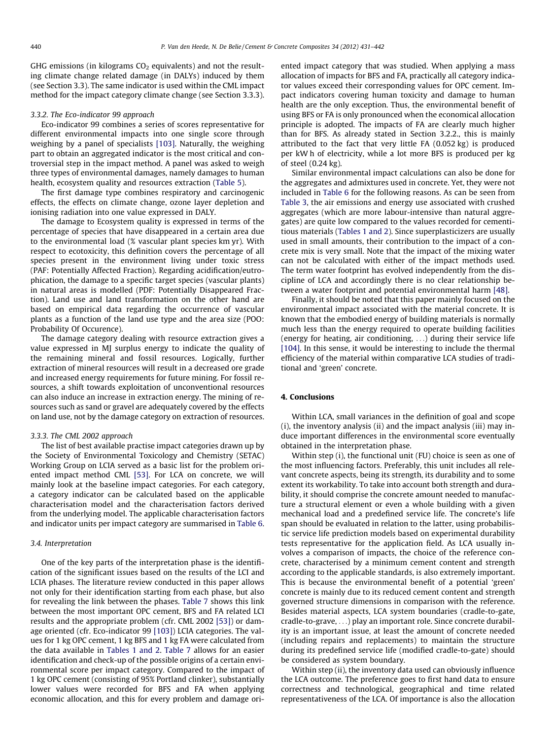GHG emissions (in kilograms $CO_2$ equivalents) and not the resulting climate change related damage (in DALYs) induced by them (see Section 3.3). The same indicator is used within the CML impact method for the impact category climate change (see Section 3.3.3).

### 3.3.2. The Eco-indicator 99 approach

Eco-indicator 99 combines a series of scores representative for different environmental impacts into one single score through weighing by a panel of specialists [103]. Naturally, the weighing part to obtain an aggregated indicator is the most critical and controversial step in the impact method. A panel was asked to weigh three types of environmental damages, namely damages to human health, ecosystem quality and resources extraction (Table 5).

The first damage type combines respiratory and carcinogenic effects, the effects on climate change, ozone layer depletion and ionising radiation into one value expressed in DALY.

The damage to Ecosystem quality is expressed in terms of the percentage of species that have disappeared in a certain area due to the environmental load (% vascular plant species km yr). With respect to ecotoxicity, this definition covers the percentage of all species present in the environment living under toxic stress (PAF: Potentially Affected Fraction). Regarding acidification/eutrophication, the damage to a specific target species (vascular plants) in natural areas is modelled (PDF: Potentially Disappeared Fraction). Land use and land transformation on the other hand are based on empirical data regarding the occurrence of vascular plants as a function of the land use type and the area size (POO: Probability Of Occurence).

The damage category dealing with resource extraction gives a value expressed in MJ surplus energy to indicate the quality of the remaining mineral and fossil resources. Logically, further extraction of mineral resources will result in a decreased ore grade and increased energy requirements for future mining. For fossil resources, a shift towards exploitation of unconventional resources can also induce an increase in extraction energy. The mining of resources such as sand or gravel are adequately covered by the effects on land use, not by the damage category on extraction of resources.

### 3.3.3. The CML 2002 approach

The list of best available practise impact categories drawn up by the Society of Environmental Toxicology and Chemistry (SETAC) Working Group on LCIA served as a basic list for the problem oriented impact method CML [53]. For LCA on concrete, we will mainly look at the baseline impact categories. For each category, a category indicator can be calculated based on the applicable characterisation model and the characterisation factors derived from the underlying model. The applicable characterisation factors and indicator units per impact category are summarised in Table 6.

## 3.4. Interpretation

One of the key parts of the interpretation phase is the identification of the significant issues based on the results of the LCI and LCIA phases. The literature review conducted in this paper allows not only for their identification starting from each phase, but also for revealing the link between the phases. Table 7 shows this link between the most important OPC cement, BFS and FA related LCI results and the appropriate problem (cfr. CML 2002 [53]) or damage oriented (cfr. Eco-indicator 99 [103]) LCIA categories. The values for 1 kg OPC cement, 1 kg BFS and 1 kg FA were calculated from the data available in Tables 1 and 2. Table 7 allows for an easier identification and check-up of the possible origins of a certain environmental score per impact category. Compared to the impact of 1 kg OPC cement (consisting of 95% Portland clinker), substantially lower values were recorded for BFS and FA when applying economic allocation, and this for every problem and damage oriented impact category that was studied. When applying a mass allocation of impacts for BFS and FA, practically all category indicator values exceed their corresponding values for OPC cement. Impact indicators covering human toxicity and damage to human health are the only exception. Thus, the environmental benefit of using BFS or FA is only pronounced when the economical allocation principle is adopted. The impacts of FA are clearly much higher than for BFS. As already stated in Section 3.2.2., this is mainly attributed to the fact that very little FA (0.052 kg) is produced per kW h of electricity, while a lot more BFS is produced per kg of steel (0.24 kg).

Similar environmental impact calculations can also be done for the aggregates and admixtures used in concrete. Yet, they were not included in Table 6 for the following reasons. As can be seen from Table 3, the air emissions and energy use associated with crushed aggregates (which are more labour-intensive than natural aggregates) are quite low compared to the values recorded for cementitious materials (Tables 1 and 2). Since superplasticizers are usually used in small amounts, their contribution to the impact of a concrete mix is very small. Note that the impact of the mixing water can not be calculated with either of the impact methods used. The term water footprint has evolved independently from the discipline of LCA and accordingly there is no clear relationship between a water footprint and potential environmental harm [48].

Finally, it should be noted that this paper mainly focused on the environmental impact associated with the material concrete. It is known that the embodied energy of building materials is normally much less than the energy required to operate building facilities (energy for heating, air conditioning, ...) during their service life [104]. In this sense, it would be interesting to include the thermal efficiency of the material within comparative LCA studies of traditional and 'green' concrete.

# 4. Conclusions

Within LCA, small variances in the definition of goal and scope (i), the inventory analysis (ii) and the impact analysis (iii) may induce important differences in the environmental score eventually obtained in the interpretation phase.

Within step (i), the functional unit (FU) choice is seen as one of the most influencing factors. Preferably, this unit includes all relevant concrete aspects, being its strength, its durability and to some extent its workability. To take into account both strength and durability, it should comprise the concrete amount needed to manufacture a structural element or even a whole building with a given mechanical load and a predefined service life. The concrete's life span should be evaluated in relation to the latter, using probabilistic service life prediction models based on experimental durability tests representative for the application field. As LCA usually involves a comparison of impacts, the choice of the reference concrete, characterised by a minimum cement content and strength according to the applicable standards, is also extremely important. This is because the environmental benefit of a potential 'green' concrete is mainly due to its reduced cement content and strength governed structure dimensions in comparison with the reference. Besides material aspects, LCA system boundaries (cradle-to-gate, cradle-to-grave, ...) play an important role. Since concrete durability is an important issue, at least the amount of concrete needed (including repairs and replacements) to maintain the structure during its predefined service life (modified cradle-to-gate) should be considered as system boundary.

Within step (ii), the inventory data used can obviously influence the LCA outcome. The preference goes to first hand data to ensure correctness and technological, geographical and time related representativeness of the LCA. Of importance is also the allocation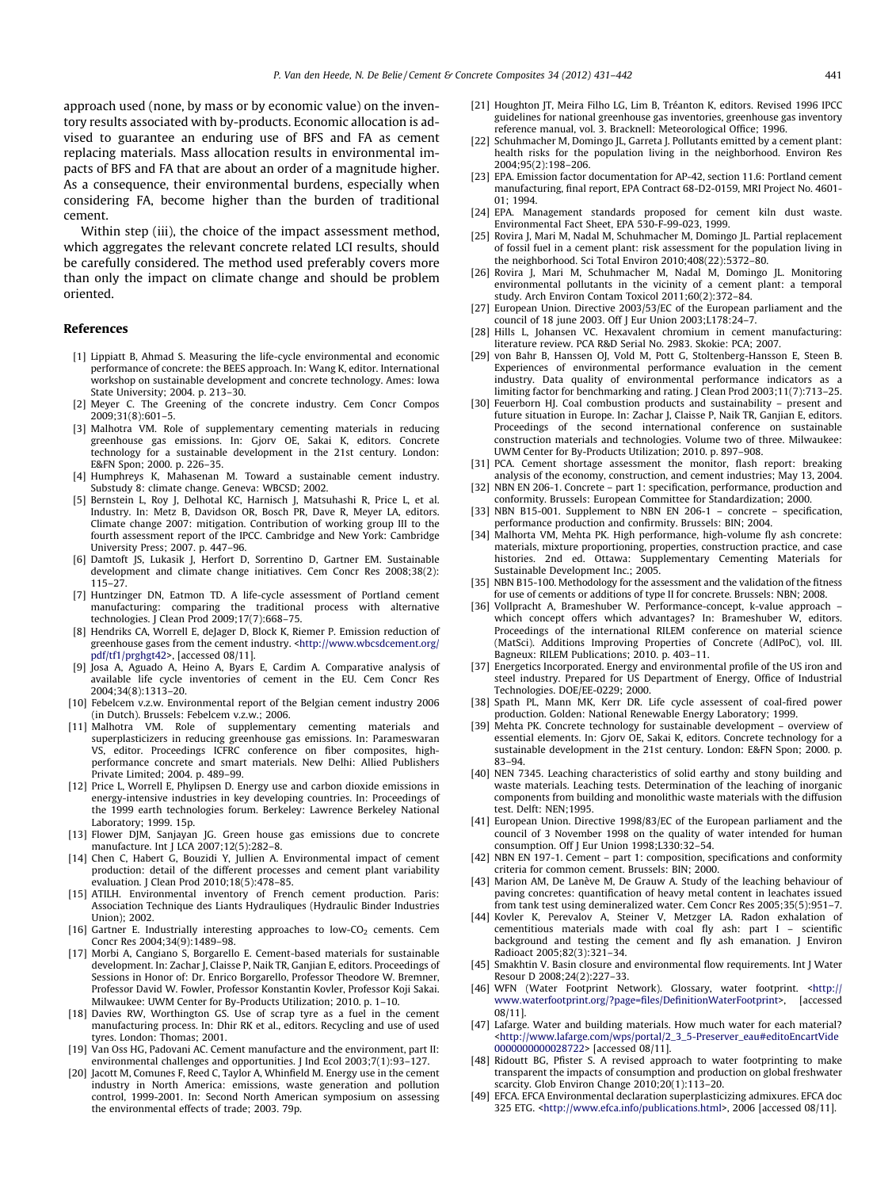approach used (none, by mass or by economic value) on the inventory results associated with by-products. Economic allocation is advised to guarantee an enduring use of BFS and FA as cement replacing materials. Mass allocation results in environmental impacts of BFS and FA that are about an order of a magnitude higher. As a consequence, their environmental burdens, especially when considering FA, become higher than the burden of traditional cement.

Within step (iii), the choice of the impact assessment method, which aggregates the relevant concrete related LCI results, should be carefully considered. The method used preferably covers more than only the impact on climate change and should be problem oriented.

## References

[1] Lippiatt B, Ahmad S. Measuring the life-cycle environmental and economic performance of concrete: the BEES approach. In: Wang K, editor. International workshop on sustainable development and concrete technology. Ames: Iowa State University; 2004. p. 213–30.

[2] Meyer C. The Greening of the concrete industry. Cem Concr Compos 2009;31(8):601–5.

[3] Malhotra VM. Role of supplementary cementing materials in reducing greenhouse gas emissions. In: Gjorv OE, Sakai K, editors. Concrete technology for a sustainable development in the 21st century. London: E&FN Spon; 2000. p. 226–35.

[4] Humphreys K, Mahasenan M. Toward a sustainable cement industry. Substudy 8: climate change. Geneva: WBCSD; 2002.

[5] Bernstein L, Roy J, Delhotal KC, Harnisch J, Matsuhashi R, Price L, et al. Industry. In: Metz B, Davidson OR, Bosch PR, Dave R, Meyer LA, editors. Climate change 2007: mitigation. Contribution of working group III to the fourth assessment report of the IPCC. Cambridge and New York: Cambridge University Press; 2007. p. 447–96.

[6] Damtoft JS, Lukasik J, Herfort D, Sorrentino D, Gartner EM. Sustainable development and climate change initiatives. Cem Concr Res 2008;38(2): 115–27.

[7] Huntzinger DN, Eatmon TD. A life-cycle assessment of Portland cement manufacturing: comparing the traditional process with alternative technologies. J Clean Prod 2009;17(7):668–75.

[8] Hendriks CA, Worrell E, deJager D, Block K, Riemer P. Emission reduction of greenhouse gases from the cement industry. <http://www.wbcsdcement.org/pdf/tf1/prghgt42>, [accessed 08/11].

[9] Josa A, Aguado A, Heino A, Byars E, Cardim A. Comparative analysis of available life cycle inventories of cement in the EU. Cem Concr Res 2004;34(8):1313–20.

[10] Febelcem v.z.w. Environmental report of the Belgian cement industry 2006 (in Dutch). Brussels: Febelcem v.z.w.; 2006.

[11] Malhotra VM. Role of supplementary cementing materials and superplasticizers in reducing greenhouse gas emissions. In: Parameswaran VS, editor. Proceedings ICFRC conference on fiber composites, high-performance concrete and smart materials. New Delhi: Allied Publishers Private Limited; 2004. p. 489–99.

[12] Price L, Worrell E, Phylipsen D. Energy use and carbon dioxide emissions in energy-intensive industries in key developing countries. In: Proceedings of the 1999 earth technologies forum. Berkeley: Lawrence Berkeley National Laboratory; 1999. 15p.

[13] Flower DJM, Sanjayan JG. Green house gas emissions due to concrete manufacture. Int J LCA 2007;12(5):282–8.

[14] Chen C, Habert G, Bouzidi Y, Jullien A. Environmental impact of cement production: detail of the different processes and cement plant variability evaluation. J Clean Prod 2010;18(5):478–85.

[15] ATILH. Environmental inventory of French cement production. Paris: Association Technique des Liants Hydrauliques (Hydraulic Binder Industries Union); 2002.

[16] Gartner E. Industrially interesting approaches to low-$CO_2$ cements. Cem Concr Res 2004;34(9):1489–98.

[17] Morbi A, Cangiano S, Borgarello E. Cement-based materials for sustainable development. In: Zachar J, Claisse P, Naik TR, Ganjian E, editors. Proceedings of Sessions in Honor of: Dr. Enrico Borgarello, Professor Theodore W. Bremner, Professor David W. Fowler, Professor Konstantin Kovler, Professor Koji Sakai. Milwaukee: UWM Center for By-Products Utilization; 2010. p. 1–10.

[18] Davies RW, Worthington GS. Use of scrap tyre as a fuel in the cement manufacturing process. In: Dhir RK et al., editors. Recycling and use of used tyres. London: Thomas; 2001.

[19] Van Oss HG, Padovani AC. Cement manufacture and the environment, part II: environmental challenges and opportunities. J Ind Ecol 2003;7(1):93–127.

[20] Jacott M, Comunes F, Reed C, Taylor A, Whinfield M. Energy use in the cement industry in North America: emissions, waste generation and pollution control, 1999-2001. In: Second North American symposium on assessing the environmental effects of trade; 2003. 79p.

[21] Houghton JT, Meira Filho LG, Lim B, Tréanton K, editors. Revised 1996 IPCC guidelines for national greenhouse gas inventories, greenhouse gas inventory reference manual, vol. 3. Bracknell: Meteorological Office; 1996.

[22] Schuhmacher M, Domingo JL, Garreta J. Pollutants emitted by a cement plant: health risks for the population living in the neighborhood. Environ Res 2004;95(2):198–206.

[23] EPA. Emission factor documentation for AP-42, section 11.6: Portland cement manufacturing, final report, EPA Contract 68-D2-0159, MRI Project No. 4601-01; 1994.

[24] EPA. Management standards proposed for cement kiln dust waste. Environmental Fact Sheet, EPA 530-F-99-023, 1999.

[25] Rovira J, Mari M, Nadal M, Schuhmacher M, Domingo JL. Partial replacement of fossil fuel in a cement plant: risk assessment for the population living in the neighborhood. Sci Total Environ 2010;408(22):5372–80.

[26] Rovira J, Mari M, Schuhmacher M, Nadal M, Domingo JL. Monitoring environmental pollutants in the vicinity of a cement plant: a temporal study. Arch Environ Contam Toxicol 2011;60(2):372–84.

[27] European Union. Directive 2003/53/EC of the European parliament and the council of 18 june 2003. Off J Eur Union 2003;L178:24–7.

[28] Hills L, Johansen VC. Hexavalent chromium in cement manufacturing: literature review. PCA R&D Serial No. 2983. Skokie: PCA; 2007.

[29] von Bahr B, Hanssen OJ, Vold M, Pott G, Stoltenberg-Hansson E, Steen B. Experiences of environmental performance evaluation in the cement industry. Data quality of environmental performance indicators as a limiting factor for benchmarking and rating. J Clean Prod 2003;11(7):713–25.

[30] Feuerborn HJ. Coal combustion products and sustainability – present and future situation in Europe. In: Zachar J, Claisse P, Naik TR, Ganjian E, editors. Proceedings of the second international conference on sustainable construction materials and technologies. Volume two of three. Milwaukee: UWM Center for By-Products Utilization; 2010. p. 897–908.

[31] PCA. Cement shortage assessment the monitor, flash report: breaking analysis of the economy, construction, and cement industries; May 13, 2004.

[32] NBN EN 206-1. Concrete – part 1: specification, performance, production and conformity. Brussels: European Committee for Standardization; 2000.

[33] NBN B15-001. Supplement to NBN EN 206-1 – concrete – specification, performance production and confirmity. Brussels: BIN; 2004.

[34] Malhorta VM, Mehta PK. High performance, high-volume fly ash concrete: materials, mixture proportioning, properties, construction practice, and case histories. 2nd ed. Ottawa: Supplementary Cementing Materials for Sustainable Development Inc.; 2005.

[35] NBN B15-100. Methodology for the assessment and the validation of the fitness for use of cements or additions of type II for concrete. Brussels: NBN; 2008.

[36] Vollpracht A, Brameshuber W. Performance-concept, k-value approach – which concept offers which advantages? In: Brameshuber W, editors. Proceedings of the international RILEM conference on material science (MatSci). Additions Improving Properties of Concrete (AdIPoC), vol. III. Bagneux: RILEM Publications; 2010. p. 403–11.

[37] Energetics Incorporated. Energy and environmental profile of the US iron and steel industry. Prepared for US Department of Energy, Office of Industrial Technologies. DOE/EE-0229; 2000.

[38] Spath PL, Mann MK, Kerr DR. Life cycle assessment of coal-fired power production. Golden: National Renewable Energy Laboratory; 1999.

[39] Mehta PK. Concrete technology for sustainable development – overview of essential elements. In: Gjorv OE, Sakai K, editors. Concrete technology for a sustainable development in the 21st century. London: E&FN Spon; 2000. p. 83–94.

[40] NEN 7345. Leaching characteristics of solid earthy and stony building and waste materials. Leaching tests. Determination of the leaching of inorganic components from building and monolithic waste materials with the diffusion test. Delft: NEN;1995.

[41] European Union. Directive 1998/83/EC of the European parliament and the council of 3 November 1998 on the quality of water intended for human consumption. Off J Eur Union 1998;L330:32–54.

[42] NBN EN 197-1. Cement – part 1: composition, specifications and conformity criteria for common cement. Brussels: BIN; 2000.

[43] Marion AM, De Lanève M, De Grauw A. Study of the leaching behaviour of paving concretes: quantification of heavy metal content in leachates issued from tank test using demineralized water. Cem Concr Res 2005;35(5):951–7.

[44] Kovler K, Perevalov A, Steiner V, Metzger LA. Radon exhalation of cementitious materials made with coal fly ash: part I – scientific background and testing the cement and fly ash emanation. J Environ Radioact 2005;82(3):321–34.

[45] Smakhtin V. Basin closure and environmental flow requirements. Int J Water Resour D 2008;24(2):227–33.

[46] WFN (Water Footprint Network). Glossary, water footprint. <http://www.waterfootprint.org/?page=files/DefinitionWaterFootprint>, [accessed 08/11].

[47] Lafarge. Water and building materials. How much water for each material? <http://www.lafarge.com/wps/portal/2_3_5-Preserver_eau#editoEncartVide0000000000028722> [accessed 08/11].

[48] Ridoutt BG, Pfister S. A revised approach to water footprinting to make transparent the impacts of consumption and production on global freshwater scarcity. Glob Environ Change 2010;20(1):113–20.

[49] EFCA. EFCA Environmental declaration superplasticizing admixures. EFCA doc 325 ETG. <http://www.efca.info/publications.html>, 2006 [accessed 08/11].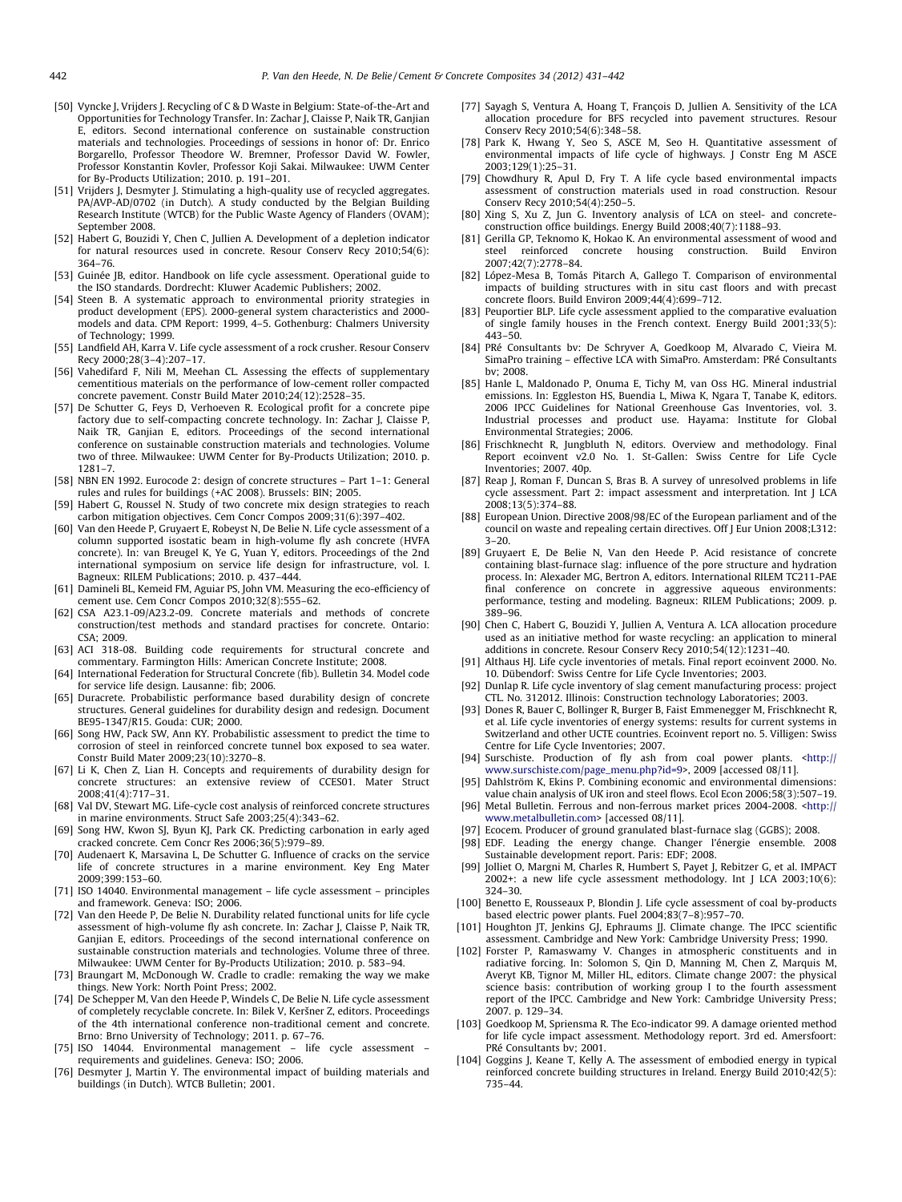[50] Vyncke J, Vrijders J. Recycling of C & D Waste in Belgium: State-of-the-Art and Opportunities for Technology Transfer. In: Zachar J, Claisse P, Naik TR, Ganjian E, editors. Second international conference on sustainable construction materials and technologies. Proceedings of sessions in honor of: Dr. Enrico Borgarello, Professor Theodore W. Bremner, Professor David W. Fowler, Professor Konstantin Kovler, Professor Koji Sakai. Milwaukee: UWM Center for By-Products Utilization; 2010. p. 191–201.

[51] Vrijders J, Desmyter J. Stimulating a high-quality use of recycled aggregates. PA/AVP-AD/0702 (in Dutch). A study conducted by the Belgian Building Research Institute (WTCB) for the Public Waste Agency of Flanders (OVAM); September 2008.

[52] Habert G, Bouzidi Y, Chen C, Jullien A. Development of a depletion indicator for natural resources used in concrete. Resour Conserv Recy 2010;54(6): 364–76.

[53] Guinée JB, editor. Handbook on life cycle assessment. Operational guide to the ISO standards. Dordrecht: Kluwer Academic Publishers; 2002.

[54] Steen B. A systematic approach to environmental priority strategies in product development (EPS). 2000-general system characteristics and 2000-models and data. CPM Report: 1999, 4–5. Gothenburg: Chalmers University of Technology; 1999.

[55] Landfield AH, Karra V. Life cycle assessment of a rock crusher. Resour Conserv Recy 2000;28(3–4):207–17.

[56] Vahedifard F, Nili M, Meehan CL. Assessing the effects of supplementary cementitious materials on the performance of low-cement roller compacted concrete pavement. Constr Build Mater 2010;24(12):2528–35.

[57] De Schutter G, Feys D, Verhoeven R. Ecological profit for a concrete pipe factory due to self-compacting concrete technology. In: Zachar J, Claisse P, Naik TR, Ganjian E, editors. Proceedings of the second international conference on sustainable construction materials and technologies. Volume two of three. Milwaukee: UWM Center for By-Products Utilization; 2010. p. 1281–7.

[58] NBN EN 1992. Eurocode 2: design of concrete structures – Part 1–1: General rules and rules for buildings (+AC 2008). Brussels: BIN; 2005.

[59] Habert G, Roussel N. Study of two concrete mix design strategies to reach carbon mitigation objectives. Cem Concr Compos 2009;31(6):397–402.

[60] Van den Heede P, Gruyaert E, Robeyst N, De Belie N. Life cycle assessment of a column supported isostatic beam in high-volume fly ash concrete (HVFA concrete). In: van Breugel K, Ye G, Yuan Y, editors. Proceedings of the 2nd international symposium on service life design for infrastructure, vol. I. Bagneux: RILEM Publications; 2010. p. 437–444.

[61] Damineli BL, Kemeid FM, Aguiar PS, John VM. Measuring the eco-efficiency of cement use. Cem Concr Compos 2010;32(8):555–62.

[62] CSA A23.1-09/A23.2-09. Concrete materials and methods of concrete construction/test methods and standard practises for concrete. Ontario: CSA; 2009.

[63] ACI 318-08. Building code requirements for structural concrete and commentary. Farmington Hills: American Concrete Institute; 2008.

[64] International Federation for Structural Concrete (fib). Bulletin 34. Model code for service life design. Lausanne: fib; 2006.

[65] Duracrete. Probabilistic performance based durability design of concrete structures. General guidelines for durability design and redesign. Document BE95-1347/R15. Gouda: CUR; 2000.

[66] Song HW, Pack SW, Ann KY. Probabilistic assessment to predict the time to corrosion of steel in reinforced concrete tunnel box exposed to sea water. Constr Build Mater 2009;23(10):3270–8.

[67] Li K, Chen Z, Lian H. Concepts and requirements of durability design for concrete structures: an extensive review of CCES01. Mater Struct 2008;41(4):717–31.

[68] Val DV, Stewart MG. Life-cycle cost analysis of reinforced concrete structures in marine environments. Struct Safe 2003;25(4):343–62.

[69] Song HW, Kwon SJ, Byun KJ, Park CK. Predicting carbonation in early aged cracked concrete. Cem Concr Res 2006;36(5):979–89.

[70] Audenaert K, Marsavina L, De Schutter G. Influence of cracks on the service life of concrete structures in a marine environment. Key Eng Mater 2009;399:153–60.

[71] ISO 14040. Environmental management – life cycle assessment – principles and framework. Geneva: ISO; 2006.

[72] Van den Heede P, De Belie N. Durability related functional units for life cycle assessment of high-volume fly ash concrete. In: Zachar J, Claisse P, Naik TR, Ganjian E, editors. Proceedings of the second international conference on sustainable construction materials and technologies. Volume three of three. Milwaukee: UWM Center for By-Products Utilization; 2010. p. 583–94.

[73] Braungart M, McDonough W. Cradle to cradle: remaking the way we make things. New York: North Point Press; 2002.

[74] De Schepper M, Van den Heede P, Windels C, De Belie N. Life cycle assessment of completely recyclable concrete. In: Bilek V, Keršner Z, editors. Proceedings of the 4th international conference non-traditional cement and concrete. Brno: Brno University of Technology; 2011. p. 67–76.

[75] ISO 14044. Environmental management – life cycle assessment – requirements and guidelines. Geneva: ISO; 2006.

[76] Desmyter J, Martin Y. The environmental impact of building materials and buildings (in Dutch). WTCB Bulletin; 2001.

[77] Sayagh S, Ventura A, Hoang T, François D, Jullien A. Sensitivity of the LCA allocation procedure for BFS recycled into pavement structures. Resour Conserv Recy 2010;54(6):348–58.

[78] Park K, Hwang Y, Seo S, ASCE M, Seo H. Quantitative assessment of environmental impacts of life cycle of highways. J Constr Eng M ASCE 2003;129(1):25–31.

[79] Chowdhury R, Apul D, Fry T. A life cycle based environmental impacts assessment of construction materials used in road construction. Resour Conserv Recy 2010;54(4):250–5.

[80] Xing S, Xu Z, Jun G. Inventory analysis of LCA on steel- and concrete-construction office buildings. Energy Build 2008;40(7):1188–93.

[81] Gerilla GP, Teknomo K, Hokao K. An environmental assessment of wood and steel reinforced concrete housing construction. Build Environ 2007;42(7):2778–84.

[82] López-Mesa B, Tomás Pitarch A, Gallego T. Comparison of environmental impacts of building structures with in situ cast floors and with precast concrete floors. Build Environ 2009;44(4):699–712.

[83] Peuportier BLP. Life cycle assessment applied to the comparative evaluation of single family houses in the French context. Energy Build 2001;33(5): 443–50.

[84] PRé Consultants bv: De Schryver A, Goedkoop M, Alvarado C, Vieira M. SimaPro training – effective LCA with SimaPro. Amersfoort: PRé Consultants bv; 2008.

[85] Hanle L, Maldonado P, Onuma E, Tichy M, van Oss HG. Mineral industrial emissions. In: Eggleston HS, Buendia L, Miwa K, Ngara T, Tanabe K, editors. 2006 IPCC Guidelines for National Greenhouse Gas Inventories, vol. 3. Industrial processes and product use. Hayama: Institute for Global Environmental Strategies; 2006.

[86] Frischknecht R, Jungbluth N, editors. Overview and methodology. Final Report ecoinvent v2.0 No. 1. St-Gallen: Swiss Centre for Life Cycle Inventories; 2007. 40p.

[87] Reap J, Roman F, Duncan S, Bras B. A survey of unresolved problems in life cycle assessment. Part 2: impact assessment and interpretation. Int J LCA 2008;13(5):374–88.

[88] European Union. Directive 2008/98/EC of the European parliament and of the council on waste and repealing certain directives. Off J Eur Union 2008;L312: 3–20.

[89] Gruyaert E, De Belie N, Van den Heede P. Acid resistance of concrete containing blast-furnace slag: influence of the pore structure and hydration process. In: Alexader MG, Bertron A, editors. International RILEM TC211-PAE final conference on concrete in aggressive aqueous environments: performance, testing and modeling. Bagneux: RILEM Publications; 2009. p. 389–96.

[90] Chen C, Habert G, Bouzidi Y, Jullien A, Ventura A. LCA allocation procedure used as an initiative method for waste recycling: an application to mineral additions in concrete. Resour Conserv Recy 2010;54(12):1231–40.

[91] Althaus HJ. Life cycle inventories of metals. Final report ecoinvent 2000. No. 10. Dübendorf: Swiss Centre for Life Cycle Inventories; 2003.

[92] Dunlap R. Life cycle inventory of slag cement manufacturing process: project CTL. No. 312012. Illinois: Construction technology Laboratories; 2003.

[93] Dones R, Bauer C, Bollinger R, Burger B, Faist Emmenegger M, Frischknecht R, et al. Life cycle inventories of energy systems: results for current systems in Switzerland and other UCTE countries. Ecoinvent report no. 5. Villigen: Swiss Centre for Life Cycle Inventories; 2007.

[94] Surschiste. Production of fly ash from coal power plants. <http://www.surschiste.com/page_menu.php?id=9>, 2009 [accessed 08/11].

[95] Dahlström K, Ekins P. Combining economic and environmental dimensions: value chain analysis of UK iron and steel flows. Ecol Econ 2006;58(3):507–19.

[96] Metal Bulletin. Ferrous and non-ferrous market prices 2004-2008. <http://www.metalbulletin.com> [accessed 08/11].

[97] Ecocem. Producer of ground granulated blast-furnace slag (GGBS); 2008.

[98] EDF. Leading the energy change. Changer l'énergie ensemble. 2008 Sustainable development report. Paris: EDF; 2008.

[99] Jolliet O, Margni M, Charles R, Humbert S, Payet J, Rebitzer G, et al. IMPACT 2002+: a new life cycle assessment methodology. Int J LCA 2003;10(6): 324–30.

[100] Benetto E, Rousseaux P, Blondin J. Life cycle assessment of coal by-products based electric power plants. Fuel 2004;83(7–8):957–70.

[101] Houghton JT, Jenkins GJ, Ephraums JJ. Climate change. The IPCC scientific assessment. Cambridge and New York: Cambridge University Press; 1990.

[102] Forster P, Ramaswamy V. Changes in atmospheric constituents and in radiative forcing. In: Solomon S, Qin D, Manning M, Chen Z, Marquis M, Averyt KB, Tignor M, Miller HL, editors. Climate change 2007: the physical science basis: contribution of working group I to the fourth assessment report of the IPCC. Cambridge and New York: Cambridge University Press; 2007. p. 129–34.

[103] Goedkoop M, Spriensma R. The Eco-indicator 99. A damage oriented method for life cycle impact assessment. Methodology report. 3rd ed. Amersfoort: PRé Consultants bv; 2001.

[104] Goggins J, Keane T, Kelly A. The assessment of embodied energy in typical reinforced concrete building structures in Ireland. Energy Build 2010;42(5): 735–44.